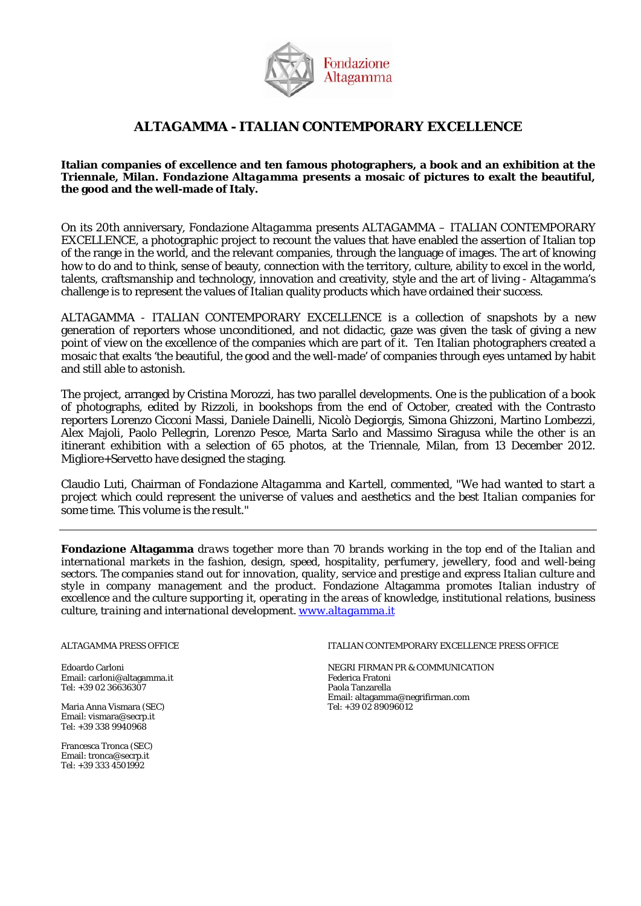Fondazione Altagamma

# ALTAGAMMA - ITALIAN CONTEMPORARY EXCELLENCE

**Italian companies of excellence and ten famous photographers, a book and an exhibition at the Triennale, Milan. *Fondazione Altagamma* presents a mosaic of pictures to exalt the beautiful, the good and the well-made of Italy.**

On its 20th anniversary, Fondazione *Altagamma* presents ALTAGAMMA – ITALIAN CONTEMPORARY EXCELLENCE, a photographic project to recount the values that have enabled the assertion of Italian top of the range in the world, and the relevant companies, through the language of images. The art of knowing how to do and to think, sense of beauty, connection with the territory, culture, ability to excel in the world, talents, craftsmanship and technology, innovation and creativity, style and the art of living - Altagamma's challenge is to represent the values of Italian quality products which have ordained their success.

ALTAGAMMA - ITALIAN CONTEMPORARY EXCELLENCE is a collection of snapshots by a new generation of reporters whose unconditioned, and not didactic, gaze was given the task of giving a new point of view on the excellence of the companies which are part of it. Ten Italian photographers created a mosaic that exalts 'the beautiful, the good and the well-made' of companies through eyes untamed by habit and still able to astonish.

The project, arranged by Cristina Morozzi, has two parallel developments. One is the publication of a book of photographs, edited by Rizzoli, in bookshops from the end of October, created with the Contrasto reporters Lorenzo Cicconi Massi, Daniele Dainelli, Nicolò Degiorgis, Simona Ghizzoni, Martino Lombezzi, Alex Majoli, Paolo Pellegrin, Lorenzo Pesce, Marta Sarlo and Massimo Siragusa while the other is an itinerant exhibition with a selection of 65 photos, at the Triennale, Milan, from 13 December 2012. Migliore+Servetto have designed the staging.

Claudio Luti, Chairman of Fondazione *Altagamma* and *Kartell*, commented, *"We had wanted to start a project which could represent the universe of values and aesthetics and the best Italian companies for some time. This volume is the result."*

---

**Fondazione Altagamma** *draws together more than 70 brands working in the top end of the Italian and international markets in the fashion, design, speed, hospitality, perfumery, jewellery, food and well-being sectors. The companies stand out for innovation, quality, service and prestige and express Italian culture and style in company management and the product. Fondazione Altagamma promotes Italian industry of excellence and the culture supporting it, operating in the areas of knowledge, institutional relations, business culture, training and international development.* [www.altagamma.it](http://www.altagamma.it)

ALTAGAMMA PRESS OFFICE

Edoardo Carloni
Email: carloni@altagamma.it
Tel: +39 02 36636307

Maria Anna Vismara (SEC)
Email: vismara@secrp.it
Tel: +39 338 9940968

Francesca Tronca (SEC)
Email: tronca@secrp.it
Tel: +39 333 4501992

ITALIAN CONTEMPORARY EXCELLENCE PRESS OFFICE

NEGRI FIRMAN PR & COMMUNICATION
Federica Fratoni
Paola Tanzarella
Email: altagamma@negrifirman.com
Tel: +39 02 89096012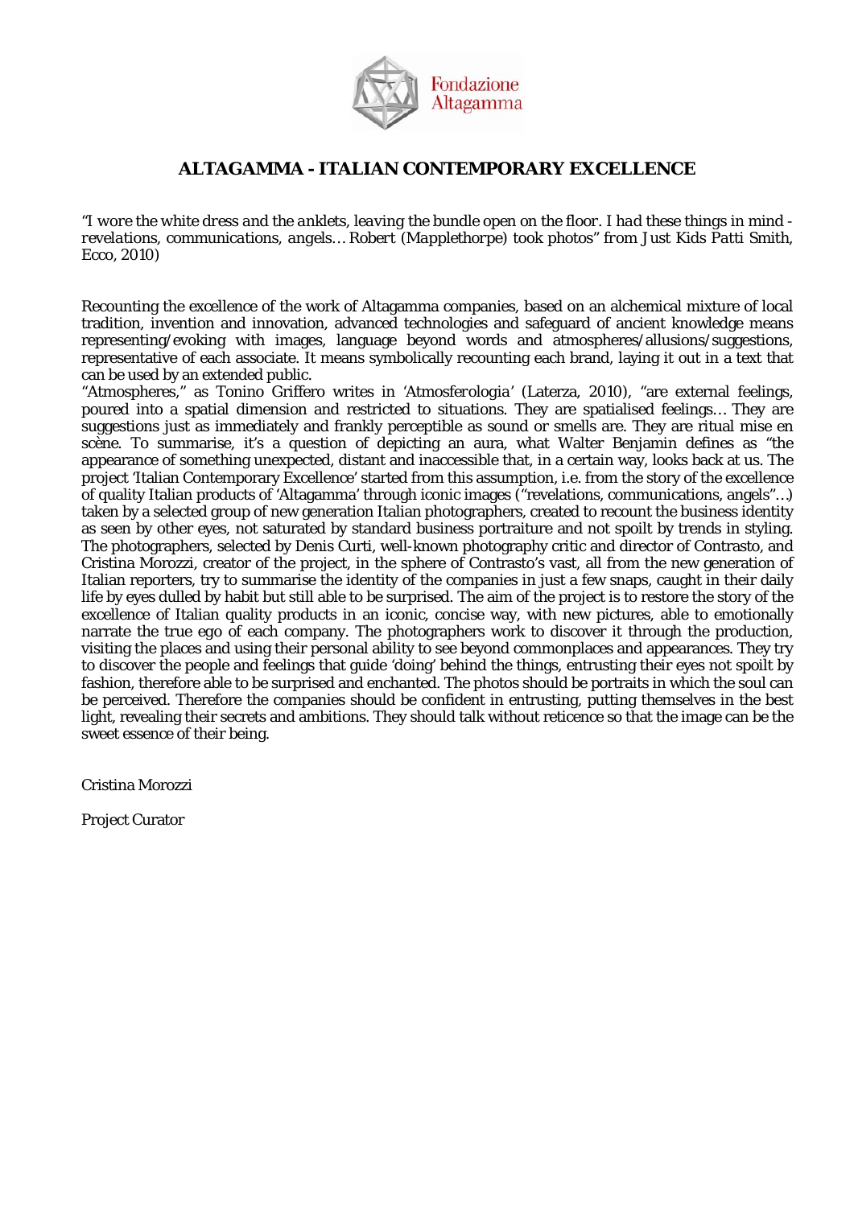## ALTAGAMMA - ITALIAN CONTEMPORARY EXCELLENCE

*"I wore the white dress and the anklets, leaving the bundle open on the floor. I had these things in mind - revelations, communications, angels… Robert (Mapplethorpe) took photos" from Just Kids* Patti Smith, Ecco, 2010)

Recounting the excellence of the work of Altagamma companies, based on an alchemical mixture of local tradition, invention and innovation, advanced technologies and safeguard of ancient knowledge means representing/evoking with images, language beyond words and atmospheres/allusions/suggestions, representative of each associate. It means symbolically recounting each brand, laying it out in a text that can be used by an extended public.
"Atmospheres," as Tonino Griffero writes in 'Atmosferologia' (Laterza, 2010), "are external feelings, poured into a spatial dimension and restricted to situations. They are spatialised feelings… They are suggestions just as immediately and frankly perceptible as sound or smells are. They are ritual mise en scène. To summarise, it's a question of depicting an aura, what Walter Benjamin defines as "the appearance of something unexpected, distant and inaccessible that, in a certain way, looks back at us. The project 'Italian Contemporary Excellence' started from this assumption, i.e. from the story of the excellence of quality Italian products of 'Altagamma' through iconic images ("revelations, communications, angels"…) taken by a selected group of new generation Italian photographers, created to recount the business identity as seen by other eyes, not saturated by standard business portraiture and not spoilt by trends in styling. The photographers, selected by Denis Curti, well-known photography critic and director of Contrasto, and Cristina Morozzi, creator of the project, in the sphere of Contrasto's vast, all from the new generation of Italian reporters, try to summarise the identity of the companies in just a few snaps, caught in their daily life by eyes dulled by habit but still able to be surprised. The aim of the project is to restore the story of the excellence of Italian quality products in an iconic, concise way, with new pictures, able to emotionally narrate the true ego of each company. The photographers work to discover it through the production, visiting the places and using their personal ability to see beyond commonplaces and appearances. They try to discover the people and feelings that guide 'doing' behind the things, entrusting their eyes not spoilt by fashion, therefore able to be surprised and enchanted. The photos should be portraits in which the soul can be perceived. Therefore the companies should be confident in entrusting, putting themselves in the best light, revealing their secrets and ambitions. They should talk without reticence so that the image can be the sweet essence of their being.

Cristina Morozzi

Project Curator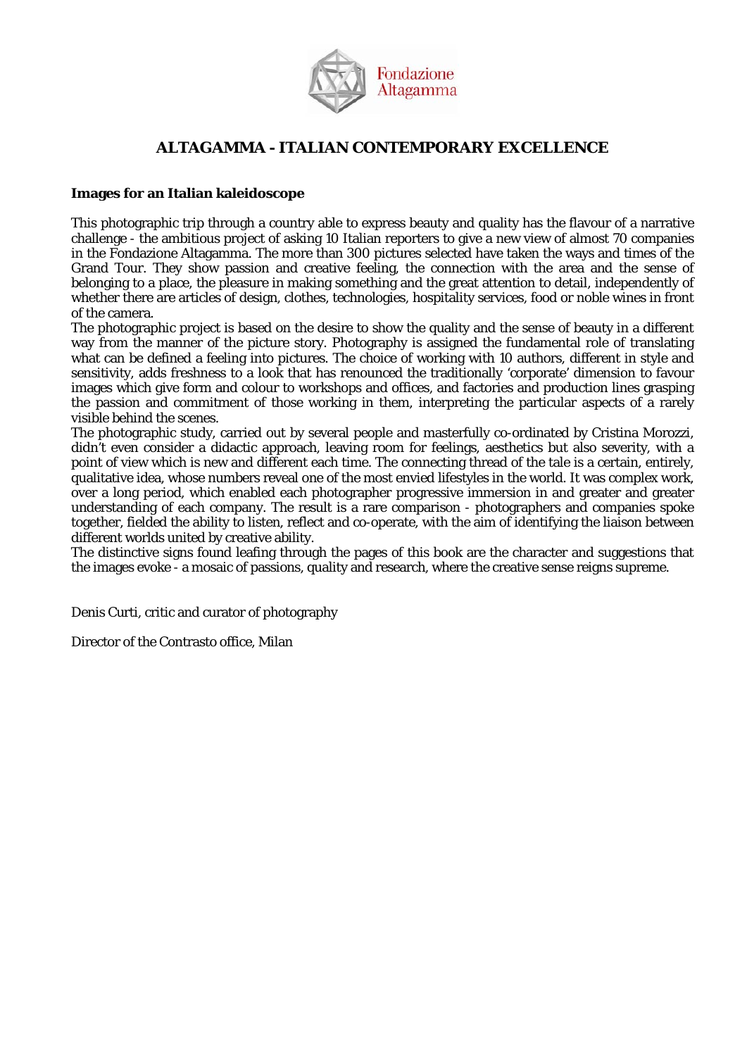Fondazione Altagamma

# ALTAGAMMA - ITALIAN CONTEMPORARY EXCELLENCE

**Images for an Italian kaleidoscope**

This photographic trip through a country able to express beauty and quality has the flavour of a narrative challenge - the ambitious project of asking 10 Italian reporters to give a new view of almost 70 companies in the Fondazione Altagamma. The more than 300 pictures selected have taken the ways and times of the Grand Tour. They show passion and creative feeling, the connection with the area and the sense of belonging to a place, the pleasure in making something and the great attention to detail, independently of whether there are articles of design, clothes, technologies, hospitality services, food or noble wines in front of the camera.

The photographic project is based on the desire to show the quality and the sense of beauty in a different way from the manner of the picture story. Photography is assigned the fundamental role of translating what can be defined a feeling into pictures. The choice of working with 10 authors, different in style and sensitivity, adds freshness to a look that has renounced the traditionally 'corporate' dimension to favour images which give form and colour to workshops and offices, and factories and production lines grasping the passion and commitment of those working in them, interpreting the particular aspects of a rarely visible behind the scenes.

The photographic study, carried out by several people and masterfully co-ordinated by Cristina Morozzi, didn't even consider a didactic approach, leaving room for feelings, aesthetics but also severity, with a point of view which is new and different each time. The connecting thread of the tale is a certain, entirely, qualitative idea, whose numbers reveal one of the most envied lifestyles in the world. It was complex work, over a long period, which enabled each photographer progressive immersion in and greater and greater understanding of each company. The result is a rare comparison - photographers and companies spoke together, fielded the ability to listen, reflect and co-operate, with the aim of identifying the liaison between different worlds united by creative ability.

The distinctive signs found leafing through the pages of this book are the character and suggestions that the images evoke - a mosaic of passions, quality and research, where the creative sense reigns supreme.

Denis Curti, critic and curator of photography

Director of the Contrasto office, Milan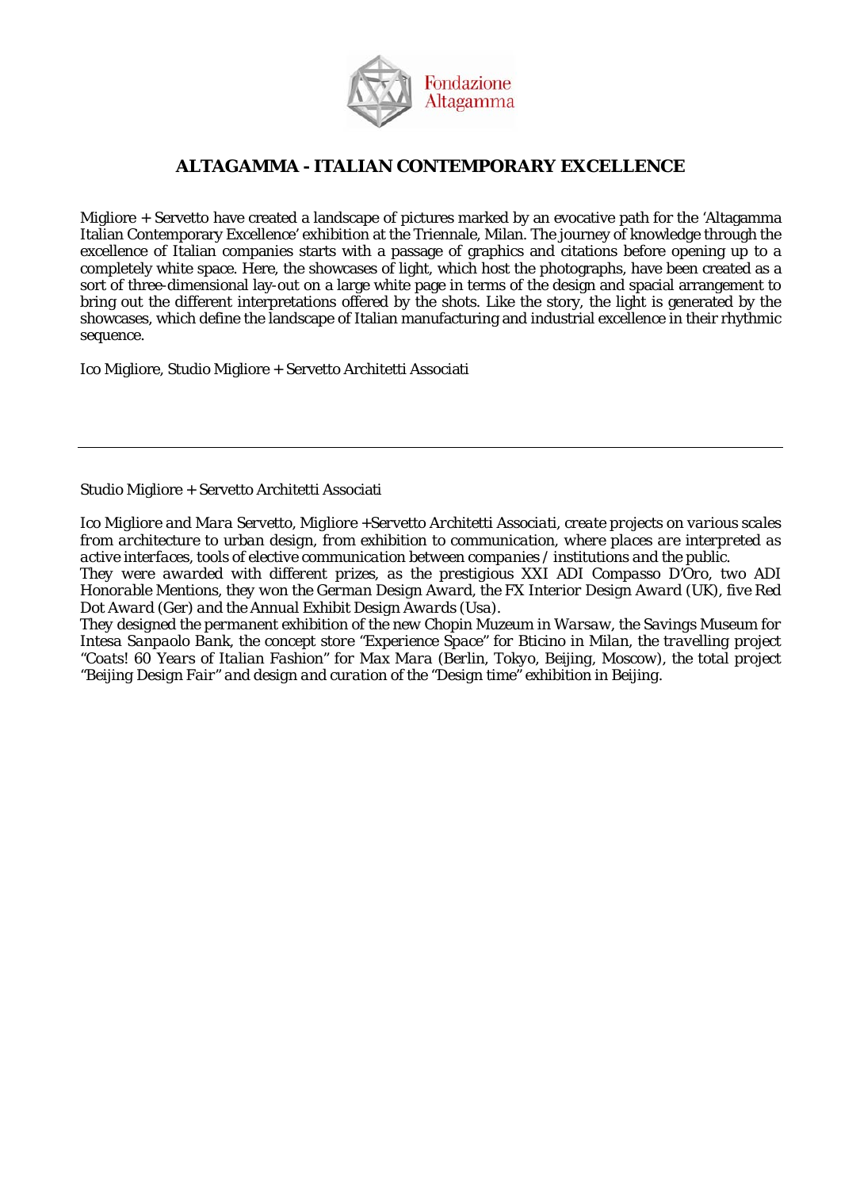# ALTAGAMMA - ITALIAN CONTEMPORARY EXCELLENCE

Migliore + Servetto have created a landscape of pictures marked by an evocative path for the 'Altagamma Italian Contemporary Excellence' exhibition at the Triennale, Milan. The journey of knowledge through the excellence of Italian companies starts with a passage of graphics and citations before opening up to a completely white space. Here, the showcases of light, which host the photographs, have been created as a sort of three-dimensional lay-out on a large white page in terms of the design and spacial arrangement to bring out the different interpretations offered by the shots. Like the story, the light is generated by the showcases, which define the landscape of Italian manufacturing and industrial excellence in their rhythmic sequence.

Ico Migliore, Studio Migliore + Servetto Architetti Associati

---

Studio Migliore + Servetto Architetti Associati

*Ico Migliore and Mara Servetto, Migliore +Servetto Architetti Associati, create projects on various scales from architecture to urban design, from exhibition to communication, where places are interpreted as active interfaces, tools of elective communication between companies / institutions and the public.*
*They were awarded with different prizes, as the prestigious XXI ADI Compasso D'Oro, two ADI Honorable Mentions, they won the German Design Award, the FX Interior Design Award (UK), five Red Dot Award (Ger) and the Annual Exhibit Design Awards (Usa).*
*They designed the permanent exhibition of the new Chopin Muzeum in Warsaw, the Savings Museum for Intesa Sanpaolo Bank, the concept store "Experience Space" for Bticino in Milan, the travelling project "Coats! 60 Years of Italian Fashion" for Max Mara (Berlin, Tokyo, Beijing, Moscow), the total project "Beijing Design Fair" and design and curation of the "Design time" exhibition in Beijing.*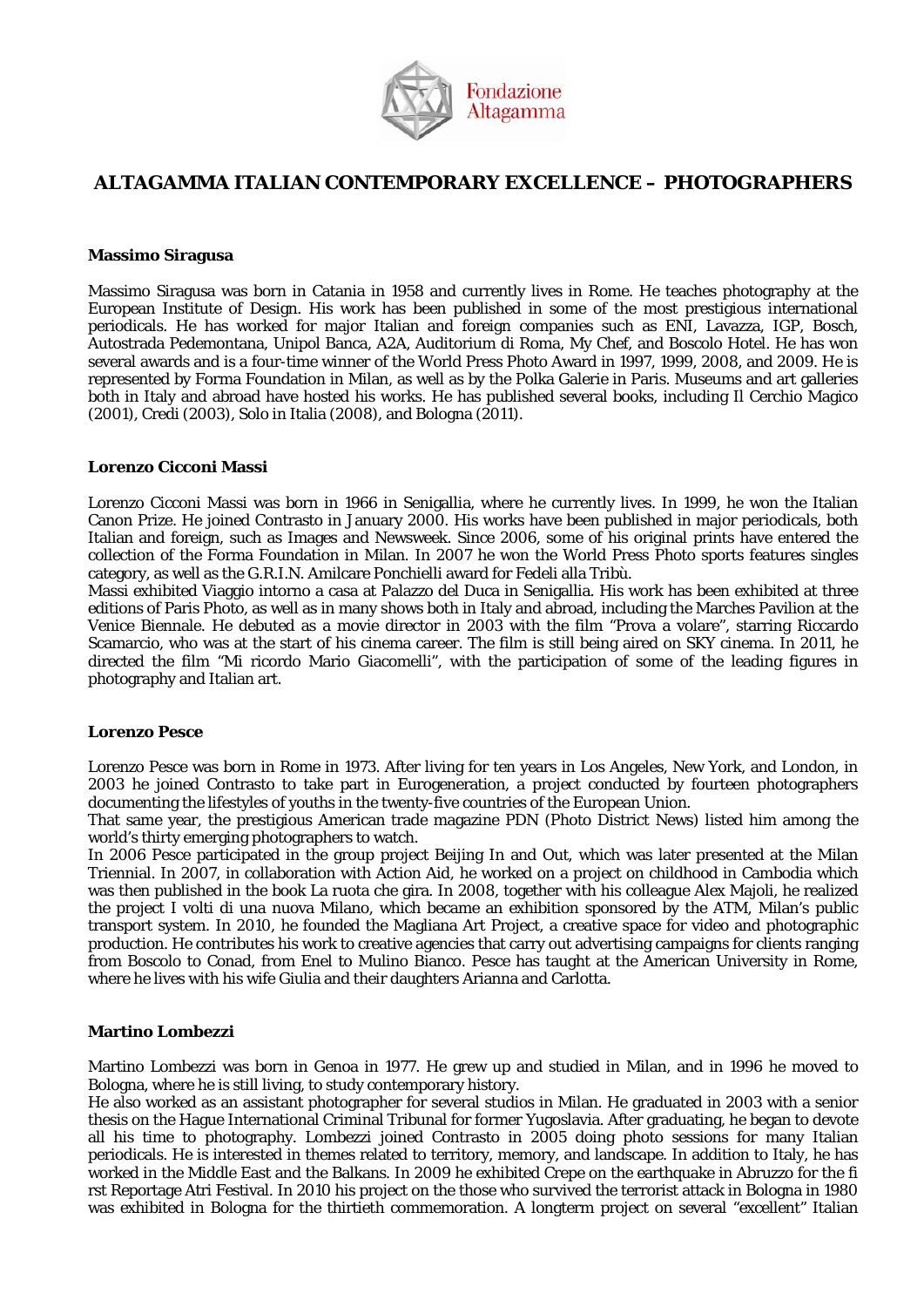# ALTAGAMMA ITALIAN CONTEMPORARY EXCELLENCE – PHOTOGRAPHERS

**Massimo Siragusa**

Massimo Siragusa was born in Catania in 1958 and currently lives in Rome. He teaches photography at the European Institute of Design. His work has been published in some of the most prestigious international periodicals. He has worked for major Italian and foreign companies such as ENI, Lavazza, IGP, Bosch, Autostrada Pedemontana, Unipol Banca, A2A, Auditorium di Roma, My Chef, and Boscolo Hotel. He has won several awards and is a four-time winner of the World Press Photo Award in 1997, 1999, 2008, and 2009. He is represented by Forma Foundation in Milan, as well as by the Polka Galerie in Paris. Museums and art galleries both in Italy and abroad have hosted his works. He has published several books, including Il Cerchio Magico (2001), Credi (2003), Solo in Italia (2008), and Bologna (2011).

**Lorenzo Cicconi Massi**

Lorenzo Cicconi Massi was born in 1966 in Senigallia, where he currently lives. In 1999, he won the Italian Canon Prize. He joined Contrasto in January 2000. His works have been published in major periodicals, both Italian and foreign, such as Images and Newsweek. Since 2006, some of his original prints have entered the collection of the Forma Foundation in Milan. In 2007 he won the World Press Photo sports features singles category, as well as the G.R.I.N. Amilcare Ponchielli award for Fedeli alla Tribù.
Massi exhibited Viaggio intorno a casa at Palazzo del Duca in Senigallia. His work has been exhibited at three editions of Paris Photo, as well as in many shows both in Italy and abroad, including the Marches Pavilion at the Venice Biennale. He debuted as a movie director in 2003 with the film "Prova a volare", starring Riccardo Scamarcio, who was at the start of his cinema career. The film is still being aired on SKY cinema. In 2011, he directed the film "Mi ricordo Mario Giacomelli", with the participation of some of the leading figures in photography and Italian art.

**Lorenzo Pesce**

Lorenzo Pesce was born in Rome in 1973. After living for ten years in Los Angeles, New York, and London, in 2003 he joined Contrasto to take part in Eurogeneration, a project conducted by fourteen photographers documenting the lifestyles of youths in the twenty-five countries of the European Union.
That same year, the prestigious American trade magazine PDN (Photo District News) listed him among the world's thirty emerging photographers to watch.
In 2006 Pesce participated in the group project Beijing In and Out, which was later presented at the Milan Triennial. In 2007, in collaboration with Action Aid, he worked on a project on childhood in Cambodia which was then published in the book La ruota che gira. In 2008, together with his colleague Alex Majoli, he realized the project I volti di una nuova Milano, which became an exhibition sponsored by the ATM, Milan's public transport system. In 2010, he founded the Magliana Art Project, a creative space for video and photographic production. He contributes his work to creative agencies that carry out advertising campaigns for clients ranging from Boscolo to Conad, from Enel to Mulino Bianco. Pesce has taught at the American University in Rome, where he lives with his wife Giulia and their daughters Arianna and Carlotta.

**Martino Lombezzi**

Martino Lombezzi was born in Genoa in 1977. He grew up and studied in Milan, and in 1996 he moved to Bologna, where he is still living, to study contemporary history.
He also worked as an assistant photographer for several studios in Milan. He graduated in 2003 with a senior thesis on the Hague International Criminal Tribunal for former Yugoslavia. After graduating, he began to devote all his time to photography. Lombezzi joined Contrasto in 2005 doing photo sessions for many Italian periodicals. He is interested in themes related to territory, memory, and landscape. In addition to Italy, he has worked in the Middle East and the Balkans. In 2009 he exhibited Crepe on the earthquake in Abruzzo for the fi rst Reportage Atri Festival. In 2010 his project on the those who survived the terrorist attack in Bologna in 1980 was exhibited in Bologna for the thirtieth commemoration. A longterm project on several "excellent" Italian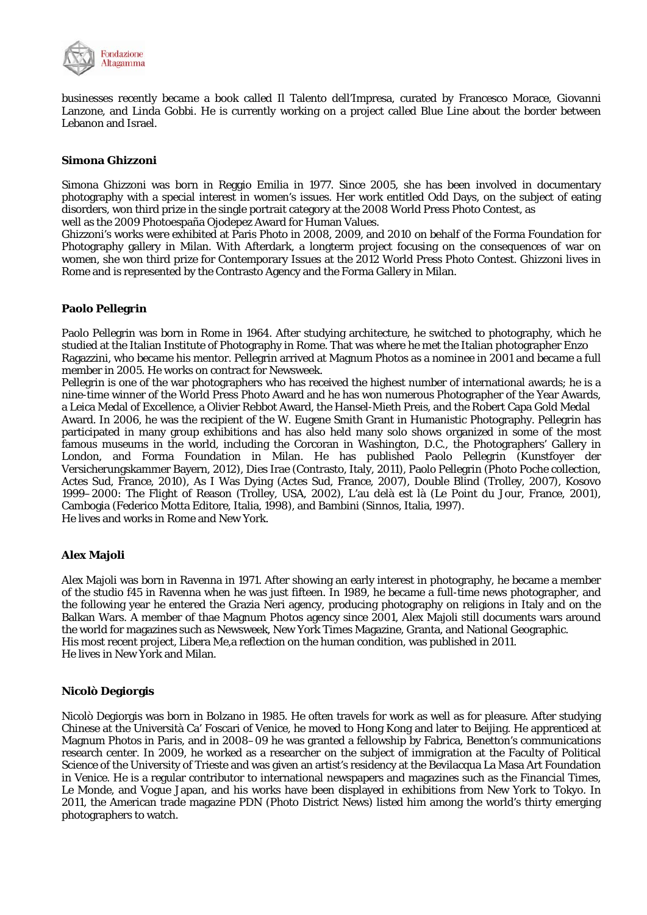businesses recently became a book called Il Talento dell'Impresa, curated by Francesco Morace, Giovanni Lanzone, and Linda Gobbi. He is currently working on a project called Blue Line about the border between Lebanon and Israel.

**Simona Ghizzoni**

Simona Ghizzoni was born in Reggio Emilia in 1977. Since 2005, she has been involved in documentary photography with a special interest in women's issues. Her work entitled Odd Days, on the subject of eating disorders, won third prize in the single portrait category at the 2008 World Press Photo Contest, as well as the 2009 Photoespaña Ojodepez Award for Human Values.
Ghizzoni's works were exhibited at Paris Photo in 2008, 2009, and 2010 on behalf of the Forma Foundation for Photography gallery in Milan. With Afterdark, a longterm project focusing on the consequences of war on women, she won third prize for Contemporary Issues at the 2012 World Press Photo Contest. Ghizzoni lives in Rome and is represented by the Contrasto Agency and the Forma Gallery in Milan.

**Paolo Pellegrin**

Paolo Pellegrin was born in Rome in 1964. After studying architecture, he switched to photography, which he studied at the Italian Institute of Photography in Rome. That was where he met the Italian photographer Enzo Ragazzini, who became his mentor. Pellegrin arrived at Magnum Photos as a nominee in 2001 and became a full member in 2005. He works on contract for Newsweek.
Pellegrin is one of the war photographers who has received the highest number of international awards; he is a nine-time winner of the World Press Photo Award and he has won numerous Photographer of the Year Awards, a Leica Medal of Excellence, a Olivier Rebbot Award, the Hansel-Mieth Preis, and the Robert Capa Gold Medal Award. In 2006, he was the recipient of the W. Eugene Smith Grant in Humanistic Photography. Pellegrin has participated in many group exhibitions and has also held many solo shows organized in some of the most famous museums in the world, including the Corcoran in Washington, D.C., the Photographers' Gallery in London, and Forma Foundation in Milan. He has published Paolo Pellegrin (Kunstfoyer der Versicherungskammer Bayern, 2012), Dies Irae (Contrasto, Italy, 2011), Paolo Pellegrin (Photo Poche collection, Actes Sud, France, 2010), As I Was Dying (Actes Sud, France, 2007), Double Blind (Trolley, 2007), Kosovo 1999–2000: The Flight of Reason (Trolley, USA, 2002), L'au delà est là (Le Point du Jour, France, 2001), Cambogia (Federico Motta Editore, Italia, 1998), and Bambini (Sinnos, Italia, 1997).
He lives and works in Rome and New York.

**Alex Majoli**

Alex Majoli was born in Ravenna in 1971. After showing an early interest in photography, he became a member of the studio f45 in Ravenna when he was just fifteen. In 1989, he became a full-time news photographer, and the following year he entered the Grazia Neri agency, producing photography on religions in Italy and on the Balkan Wars. A member of thae Magnum Photos agency since 2001, Alex Majoli still documents wars around the world for magazines such as Newsweek, New York Times Magazine, Granta, and National Geographic.
His most recent project, Libera Me,a reflection on the human condition, was published in 2011.
He lives in New York and Milan.

**Nicolò Degiorgis**

Nicolò Degiorgis was born in Bolzano in 1985. He often travels for work as well as for pleasure. After studying Chinese at the Università Ca' Foscari of Venice, he moved to Hong Kong and later to Beijing. He apprenticed at Magnum Photos in Paris, and in 2008–09 he was granted a fellowship by Fabrica, Benetton's communications research center. In 2009, he worked as a researcher on the subject of immigration at the Faculty of Political Science of the University of Trieste and was given an artist's residency at the Bevilacqua La Masa Art Foundation in Venice. He is a regular contributor to international newspapers and magazines such as the Financial Times, Le Monde, and Vogue Japan, and his works have been displayed in exhibitions from New York to Tokyo. In 2011, the American trade magazine PDN (Photo District News) listed him among the world's thirty emerging photographers to watch.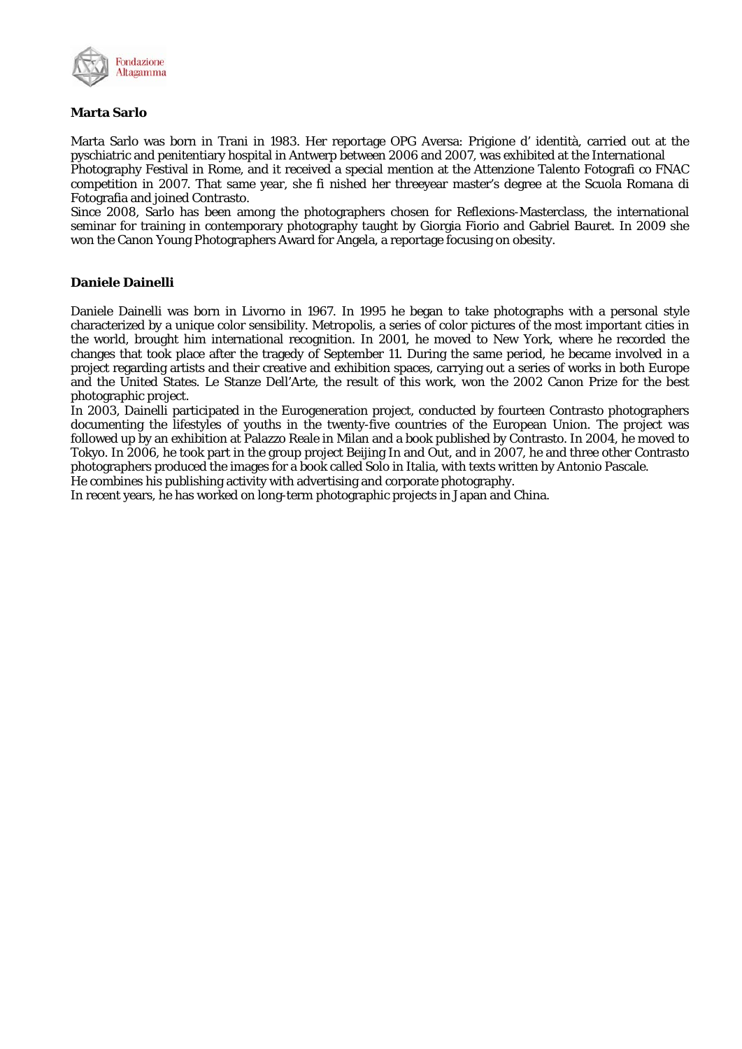**Marta Sarlo**

Marta Sarlo was born in Trani in 1983. Her reportage OPG Aversa: Prigione d' identità, carried out at the pyschiatric and penitentiary hospital in Antwerp between 2006 and 2007, was exhibited at the International Photography Festival in Rome, and it received a special mention at the Attenzione Talento Fotografi co FNAC competition in 2007. That same year, she fi nished her threeyear master's degree at the Scuola Romana di Fotografia and joined Contrasto.

Since 2008, Sarlo has been among the photographers chosen for Reflexions-Masterclass, the international seminar for training in contemporary photography taught by Giorgia Fiorio and Gabriel Bauret. In 2009 she won the Canon Young Photographers Award for Angela, a reportage focusing on obesity.

**Daniele Dainelli**

Daniele Dainelli was born in Livorno in 1967. In 1995 he began to take photographs with a personal style characterized by a unique color sensibility. Metropolis, a series of color pictures of the most important cities in the world, brought him international recognition. In 2001, he moved to New York, where he recorded the changes that took place after the tragedy of September 11. During the same period, he became involved in a project regarding artists and their creative and exhibition spaces, carrying out a series of works in both Europe and the United States. Le Stanze Dell'Arte, the result of this work, won the 2002 Canon Prize for the best photographic project.

In 2003, Dainelli participated in the Eurogeneration project, conducted by fourteen Contrasto photographers documenting the lifestyles of youths in the twenty-five countries of the European Union. The project was followed up by an exhibition at Palazzo Reale in Milan and a book published by Contrasto. In 2004, he moved to Tokyo. In 2006, he took part in the group project Beijing In and Out, and in 2007, he and three other Contrasto photographers produced the images for a book called Solo in Italia, with texts written by Antonio Pascale.

He combines his publishing activity with advertising and corporate photography.

In recent years, he has worked on long-term photographic projects in Japan and China.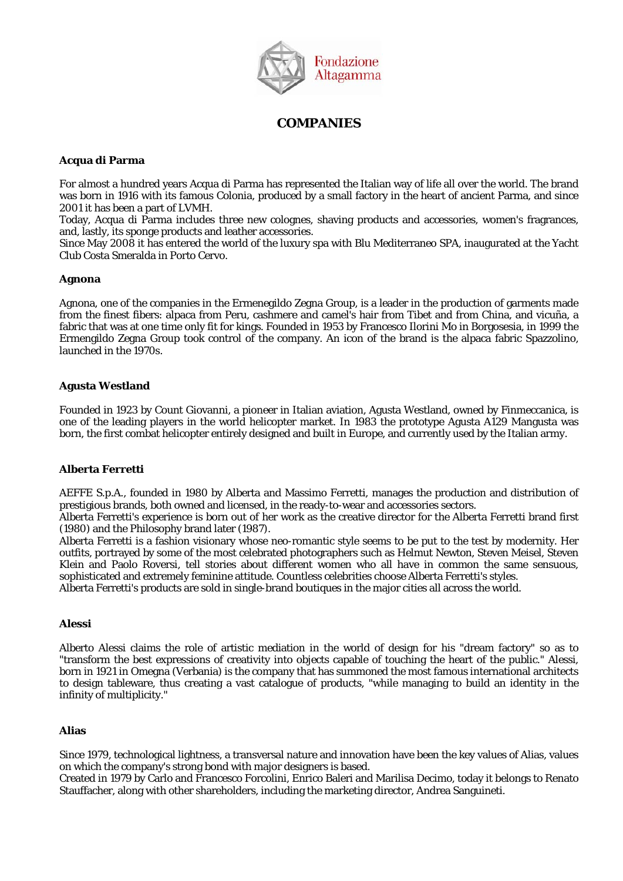Fondazione Altagamma

# COMPANIES

### Acqua di Parma

For almost a hundred years Acqua di Parma has represented the Italian way of life all over the world. The brand was born in 1916 with its famous Colonia, produced by a small factory in the heart of ancient Parma, and since 2001 it has been a part of LVMH.
Today, Acqua di Parma includes three new colognes, shaving products and accessories, women's fragrances, and, lastly, its sponge products and leather accessories.
Since May 2008 it has entered the world of the luxury spa with Blu Mediterraneo SPA, inaugurated at the Yacht Club Costa Smeralda in Porto Cervo.

### Agnona

Agnona, one of the companies in the Ermenegildo Zegna Group, is a leader in the production of garments made from the finest fibers: alpaca from Peru, cashmere and camel's hair from Tibet and from China, and vicuña, a fabric that was at one time only fit for kings. Founded in 1953 by Francesco Ilorini Mo in Borgosesia, in 1999 the Ermengildo Zegna Group took control of the company. An icon of the brand is the alpaca fabric Spazzolino, launched in the 1970s.

### Agusta Westland

Founded in 1923 by Count Giovanni, a pioneer in Italian aviation, Agusta Westland, owned by Finmeccanica, is one of the leading players in the world helicopter market. In 1983 the prototype Agusta A129 Mangusta was born, the first combat helicopter entirely designed and built in Europe, and currently used by the Italian army.

### Alberta Ferretti

AEFFE S.p.A., founded in 1980 by Alberta and Massimo Ferretti, manages the production and distribution of prestigious brands, both owned and licensed, in the ready-to-wear and accessories sectors.
Alberta Ferretti's experience is born out of her work as the creative director for the Alberta Ferretti brand first (1980) and the Philosophy brand later (1987).
Alberta Ferretti is a fashion visionary whose neo-romantic style seems to be put to the test by modernity. Her outfits, portrayed by some of the most celebrated photographers such as Helmut Newton, Steven Meisel, Steven Klein and Paolo Roversi, tell stories about different women who all have in common the same sensuous, sophisticated and extremely feminine attitude. Countless celebrities choose Alberta Ferretti's styles.
Alberta Ferretti's products are sold in single-brand boutiques in the major cities all across the world.

### Alessi

Alberto Alessi claims the role of artistic mediation in the world of design for his "dream factory" so as to "transform the best expressions of creativity into objects capable of touching the heart of the public." Alessi, born in 1921 in Omegna (Verbania) is the company that has summoned the most famous international architects to design tableware, thus creating a vast catalogue of products, "while managing to build an identity in the infinity of multiplicity."

### Alias

Since 1979, technological lightness, a transversal nature and innovation have been the key values of Alias, values on which the company's strong bond with major designers is based.
Created in 1979 by Carlo and Francesco Forcolini, Enrico Baleri and Marilisa Decimo, today it belongs to Renato Stauffacher, along with other shareholders, including the marketing director, Andrea Sanguineti.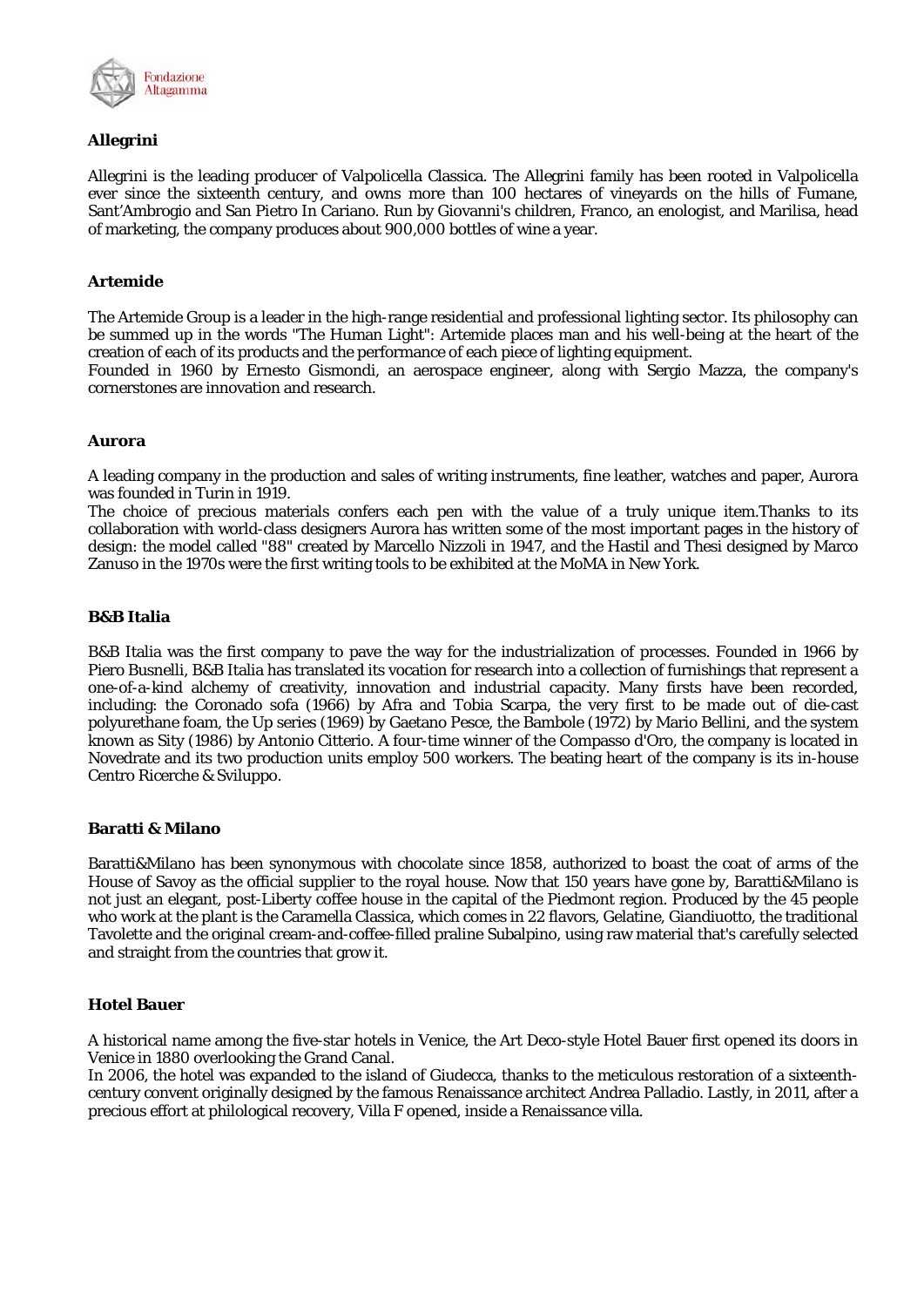**Allegrini**

Allegrini is the leading producer of Valpolicella Classica. The Allegrini family has been rooted in Valpolicella ever since the sixteenth century, and owns more than 100 hectares of vineyards on the hills of Fumane, Sant'Ambrogio and San Pietro In Cariano. Run by Giovanni's children, Franco, an enologist, and Marilisa, head of marketing, the company produces about 900,000 bottles of wine a year.

**Artemide**

The Artemide Group is a leader in the high-range residential and professional lighting sector. Its philosophy can be summed up in the words "The Human Light": Artemide places man and his well-being at the heart of the creation of each of its products and the performance of each piece of lighting equipment.
Founded in 1960 by Ernesto Gismondi, an aerospace engineer, along with Sergio Mazza, the company's cornerstones are innovation and research.

**Aurora**

A leading company in the production and sales of writing instruments, fine leather, watches and paper, Aurora was founded in Turin in 1919.
The choice of precious materials confers each pen with the value of a truly unique item.Thanks to its collaboration with world-class designers Aurora has written some of the most important pages in the history of design: the model called "88" created by Marcello Nizzoli in 1947, and the Hastil and Thesi designed by Marco Zanuso in the 1970s were the first writing tools to be exhibited at the MoMA in New York.

**B&B Italia**

B&B Italia was the first company to pave the way for the industrialization of processes. Founded in 1966 by Piero Busnelli, B&B Italia has translated its vocation for research into a collection of furnishings that represent a one-of-a-kind alchemy of creativity, innovation and industrial capacity. Many firsts have been recorded, including: the Coronado sofa (1966) by Afra and Tobia Scarpa, the very first to be made out of die-cast polyurethane foam, the Up series (1969) by Gaetano Pesce, the Bambole (1972) by Mario Bellini, and the system known as Sity (1986) by Antonio Citterio. A four-time winner of the Compasso d'Oro, the company is located in Novedrate and its two production units employ 500 workers. The beating heart of the company is its in-house Centro Ricerche & Sviluppo.

**Baratti & Milano**

Baratti&Milano has been synonymous with chocolate since 1858, authorized to boast the coat of arms of the House of Savoy as the official supplier to the royal house. Now that 150 years have gone by, Baratti&Milano is not just an elegant, post-Liberty coffee house in the capital of the Piedmont region. Produced by the 45 people who work at the plant is the Caramella Classica, which comes in 22 flavors, Gelatine, Giandiuotto, the traditional Tavolette and the original cream-and-coffee-filled praline Subalpino, using raw material that's carefully selected and straight from the countries that grow it.

**Hotel Bauer**

A historical name among the five-star hotels in Venice, the Art Deco-style Hotel Bauer first opened its doors in Venice in 1880 overlooking the Grand Canal.
In 2006, the hotel was expanded to the island of Giudecca, thanks to the meticulous restoration of a sixteenth-century convent originally designed by the famous Renaissance architect Andrea Palladio. Lastly, in 2011, after a precious effort at philological recovery, Villa F opened, inside a Renaissance villa.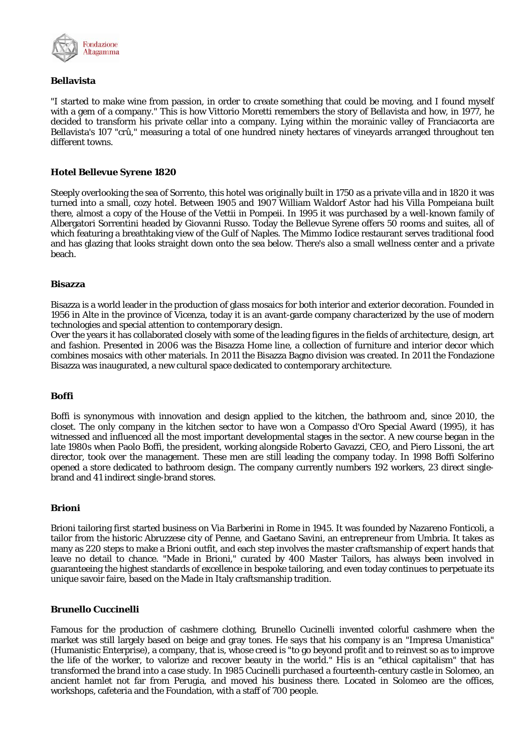### Bellavista

"I started to make wine from passion, in order to create something that could be moving, and I found myself with a gem of a company." This is how Vittorio Moretti remembers the story of Bellavista and how, in 1977, he decided to transform his private cellar into a company. Lying within the morainic valley of Franciacorta are Bellavista's 107 "crû," measuring a total of one hundred ninety hectares of vineyards arranged throughout ten different towns.

### Hotel Bellevue Syrene 1820

Steeply overlooking the sea of Sorrento, this hotel was originally built in 1750 as a private villa and in 1820 it was turned into a small, cozy hotel. Between 1905 and 1907 William Waldorf Astor had his Villa Pompeiana built there, almost a copy of the House of the Vettii in Pompeii. In 1995 it was purchased by a well-known family of Albergatori Sorrentini headed by Giovanni Russo. Today the Bellevue Syrene offers 50 rooms and suites, all of which featuring a breathtaking view of the Gulf of Naples. The Mimmo Iodice restaurant serves traditional food and has glazing that looks straight down onto the sea below. There's also a small wellness center and a private beach.

### Bisazza

Bisazza is a world leader in the production of glass mosaics for both interior and exterior decoration. Founded in 1956 in Alte in the province of Vicenza, today it is an avant-garde company characterized by the use of modern technologies and special attention to contemporary design.
Over the years it has collaborated closely with some of the leading figures in the fields of architecture, design, art and fashion. Presented in 2006 was the Bisazza Home line, a collection of furniture and interior decor which combines mosaics with other materials. In 2011 the Bisazza Bagno division was created. In 2011 the Fondazione Bisazza was inaugurated, a new cultural space dedicated to contemporary architecture.

### Boffi

Boffi is synonymous with innovation and design applied to the kitchen, the bathroom and, since 2010, the closet. The only company in the kitchen sector to have won a Compasso d'Oro Special Award (1995), it has witnessed and influenced all the most important developmental stages in the sector. A new course began in the late 1980s when Paolo Boffi, the president, working alongside Roberto Gavazzi, CEO, and Piero Lissoni, the art director, took over the management. These men are still leading the company today. In 1998 Boffi Solferino opened a store dedicated to bathroom design. The company currently numbers 192 workers, 23 direct single-brand and 41 indirect single-brand stores.

### Brioni

Brioni tailoring first started business on Via Barberini in Rome in 1945. It was founded by Nazareno Fonticoli, a tailor from the historic Abruzzese city of Penne, and Gaetano Savini, an entrepreneur from Umbria. It takes as many as 220 steps to make a Brioni outfit, and each step involves the master craftsmanship of expert hands that leave no detail to chance. "Made in Brioni," curated by 400 Master Tailors, has always been involved in guaranteeing the highest standards of excellence in bespoke tailoring, and even today continues to perpetuate its unique savoir faire, based on the Made in Italy craftsmanship tradition.

### Brunello Cuccinelli

Famous for the production of cashmere clothing, Brunello Cucinelli invented colorful cashmere when the market was still largely based on beige and gray tones. He says that his company is an "Impresa Umanistica" (Humanistic Enterprise), a company, that is, whose creed is "to go beyond profit and to reinvest so as to improve the life of the worker, to valorize and recover beauty in the world." His is an "ethical capitalism" that has transformed the brand into a case study. In 1985 Cucinelli purchased a fourteenth-century castle in Solomeo, an ancient hamlet not far from Perugia, and moved his business there. Located in Solomeo are the offices, workshops, cafeteria and the Foundation, with a staff of 700 people.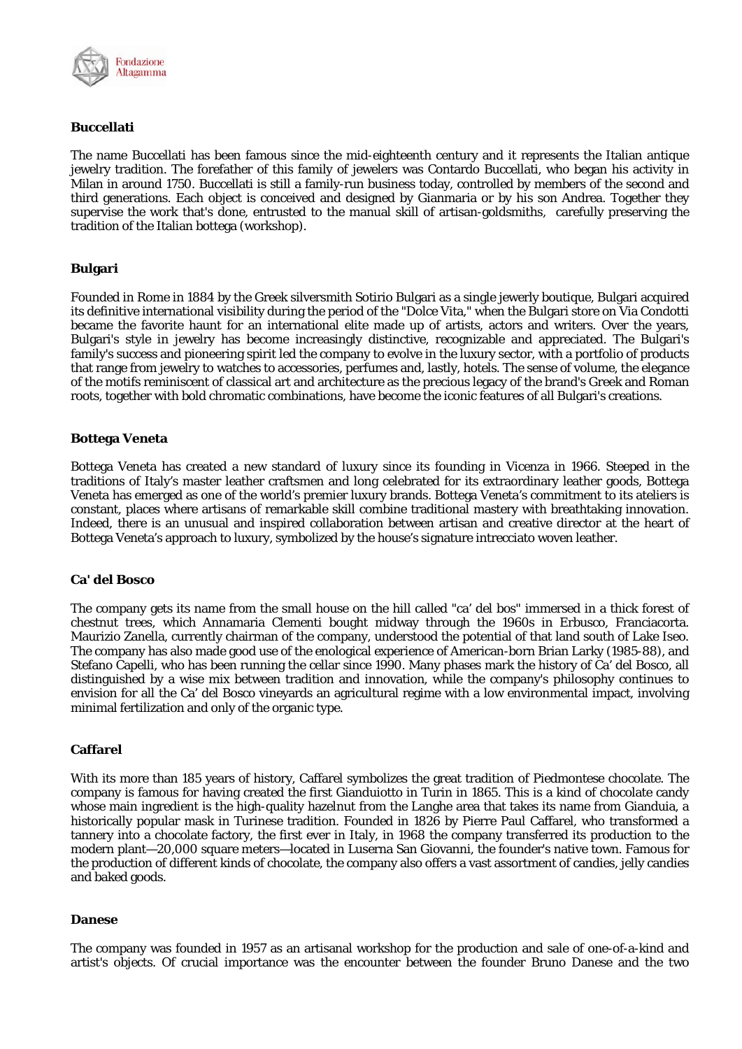### Buccellati

The name Buccellati has been famous since the mid-eighteenth century and it represents the Italian antique jewelry tradition. The forefather of this family of jewelers was Contardo Buccellati, who began his activity in Milan in around 1750. Buccellati is still a family-run business today, controlled by members of the second and third generations. Each object is conceived and designed by Gianmaria or by his son Andrea. Together they supervise the work that's done, entrusted to the manual skill of artisan-goldsmiths, carefully preserving the tradition of the Italian bottega (workshop).

### Bulgari

Founded in Rome in 1884 by the Greek silversmith Sotirio Bulgari as a single jewerly boutique, Bulgari acquired its definitive international visibility during the period of the "Dolce Vita," when the Bulgari store on Via Condotti became the favorite haunt for an international elite made up of artists, actors and writers. Over the years, Bulgari's style in jewelry has become increasingly distinctive, recognizable and appreciated. The Bulgari's family's success and pioneering spirit led the company to evolve in the luxury sector, with a portfolio of products that range from jewelry to watches to accessories, perfumes and, lastly, hotels. The sense of volume, the elegance of the motifs reminiscent of classical art and architecture as the precious legacy of the brand's Greek and Roman roots, together with bold chromatic combinations, have become the iconic features of all Bulgari's creations.

### Bottega Veneta

Bottega Veneta has created a new standard of luxury since its founding in Vicenza in 1966. Steeped in the traditions of Italy's master leather craftsmen and long celebrated for its extraordinary leather goods, Bottega Veneta has emerged as one of the world's premier luxury brands. Bottega Veneta's commitment to its ateliers is constant, places where artisans of remarkable skill combine traditional mastery with breathtaking innovation. Indeed, there is an unusual and inspired collaboration between artisan and creative director at the heart of Bottega Veneta's approach to luxury, symbolized by the house's signature intrecciato woven leather.

### Ca' del Bosco

The company gets its name from the small house on the hill called "ca' del bos" immersed in a thick forest of chestnut trees, which Annamaria Clementi bought midway through the 1960s in Erbusco, Franciacorta. Maurizio Zanella, currently chairman of the company, understood the potential of that land south of Lake Iseo. The company has also made good use of the enological experience of American-born Brian Larky (1985-88), and Stefano Capelli, who has been running the cellar since 1990. Many phases mark the history of Ca' del Bosco, all distinguished by a wise mix between tradition and innovation, while the company's philosophy continues to envision for all the Ca' del Bosco vineyards an agricultural regime with a low environmental impact, involving minimal fertilization and only of the organic type.

### Caffarel

With its more than 185 years of history, Caffarel symbolizes the great tradition of Piedmontese chocolate. The company is famous for having created the first Gianduiotto in Turin in 1865. This is a kind of chocolate candy whose main ingredient is the high-quality hazelnut from the Langhe area that takes its name from Gianduia, a historically popular mask in Turinese tradition. Founded in 1826 by Pierre Paul Caffarel, who transformed a tannery into a chocolate factory, the first ever in Italy, in 1968 the company transferred its production to the modern plant—20,000 square meters—located in Luserna San Giovanni, the founder's native town. Famous for the production of different kinds of chocolate, the company also offers a vast assortment of candies, jelly candies and baked goods.

### Danese

The company was founded in 1957 as an artisanal workshop for the production and sale of one-of-a-kind and artist's objects. Of crucial importance was the encounter between the founder Bruno Danese and the two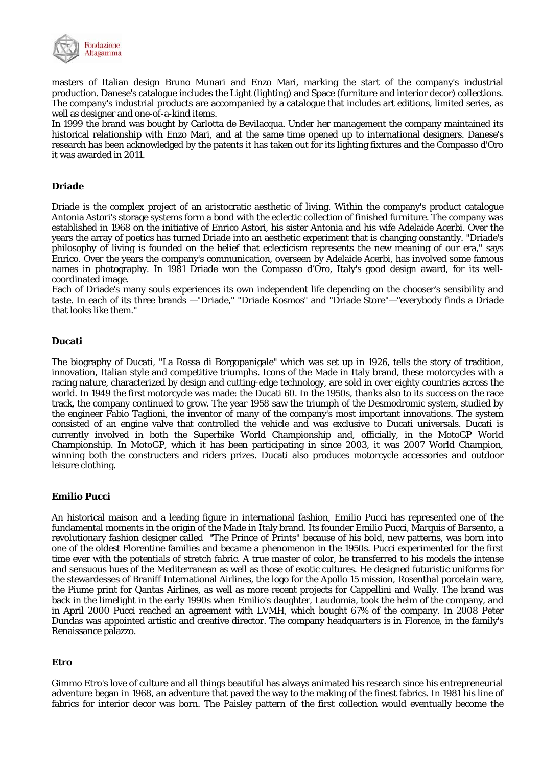masters of Italian design Bruno Munari and Enzo Mari, marking the start of the company's industrial production. Danese's catalogue includes the Light (lighting) and Space (furniture and interior decor) collections. The company's industrial products are accompanied by a catalogue that includes art editions, limited series, as well as designer and one-of-a-kind items.

In 1999 the brand was bought by Carlotta de Bevilacqua. Under her management the company maintained its historical relationship with Enzo Mari, and at the same time opened up to international designers. Danese's research has been acknowledged by the patents it has taken out for its lighting fixtures and the Compasso d'Oro it was awarded in 2011.

**Driade**

Driade is the complex project of an aristocratic aesthetic of living. Within the company's product catalogue Antonia Astori's storage systems form a bond with the eclectic collection of finished furniture. The company was established in 1968 on the initiative of Enrico Astori, his sister Antonia and his wife Adelaide Acerbi. Over the years the array of poetics has turned Driade into an aesthetic experiment that is changing constantly. "Driade's philosophy of living is founded on the belief that eclecticism represents the new meaning of our era," says Enrico. Over the years the company's communication, overseen by Adelaide Acerbi, has involved some famous names in photography. In 1981 Driade won the Compasso d'Oro, Italy's good design award, for its well-coordinated image.

Each of Driade's many souls experiences its own independent life depending on the chooser's sensibility and taste. In each of its three brands —"Driade," "Driade Kosmos" and "Driade Store"—"everybody finds a Driade that looks like them."

**Ducati**

The biography of Ducati, "La Rossa di Borgopanigale" which was set up in 1926, tells the story of tradition, innovation, Italian style and competitive triumphs. Icons of the Made in Italy brand, these motorcycles with a racing nature, characterized by design and cutting-edge technology, are sold in over eighty countries across the world. In 1949 the first motorcycle was made: the Ducati 60. In the 1950s, thanks also to its success on the race track, the company continued to grow. The year 1958 saw the triumph of the Desmodromic system, studied by the engineer Fabio Taglioni, the inventor of many of the company's most important innovations. The system consisted of an engine valve that controlled the vehicle and was exclusive to Ducati universals. Ducati is currently involved in both the Superbike World Championship and, officially, in the MotoGP World Championship. In MotoGP, which it has been participating in since 2003, it was 2007 World Champion, winning both the constructers and riders prizes. Ducati also produces motorcycle accessories and outdoor leisure clothing.

**Emilio Pucci**

An historical maison and a leading figure in international fashion, Emilio Pucci has represented one of the fundamental moments in the origin of the Made in Italy brand. Its founder Emilio Pucci, Marquis of Barsento, a revolutionary fashion designer called "The Prince of Prints" because of his bold, new patterns, was born into one of the oldest Florentine families and became a phenomenon in the 1950s. Pucci experimented for the first time ever with the potentials of stretch fabric. A true master of color, he transferred to his models the intense and sensuous hues of the Mediterranean as well as those of exotic cultures. He designed futuristic uniforms for the stewardesses of Braniff International Airlines, the logo for the Apollo 15 mission, Rosenthal porcelain ware, the Piume print for Qantas Airlines, as well as more recent projects for Cappellini and Wally. The brand was back in the limelight in the early 1990s when Emilio's daughter, Laudomia, took the helm of the company, and in April 2000 Pucci reached an agreement with LVMH, which bought 67% of the company. In 2008 Peter Dundas was appointed artistic and creative director. The company headquarters is in Florence, in the family's Renaissance palazzo.

**Etro**

Gimmo Etro's love of culture and all things beautiful has always animated his research since his entrepreneurial adventure began in 1968, an adventure that paved the way to the making of the finest fabrics. In 1981 his line of fabrics for interior decor was born. The Paisley pattern of the first collection would eventually become the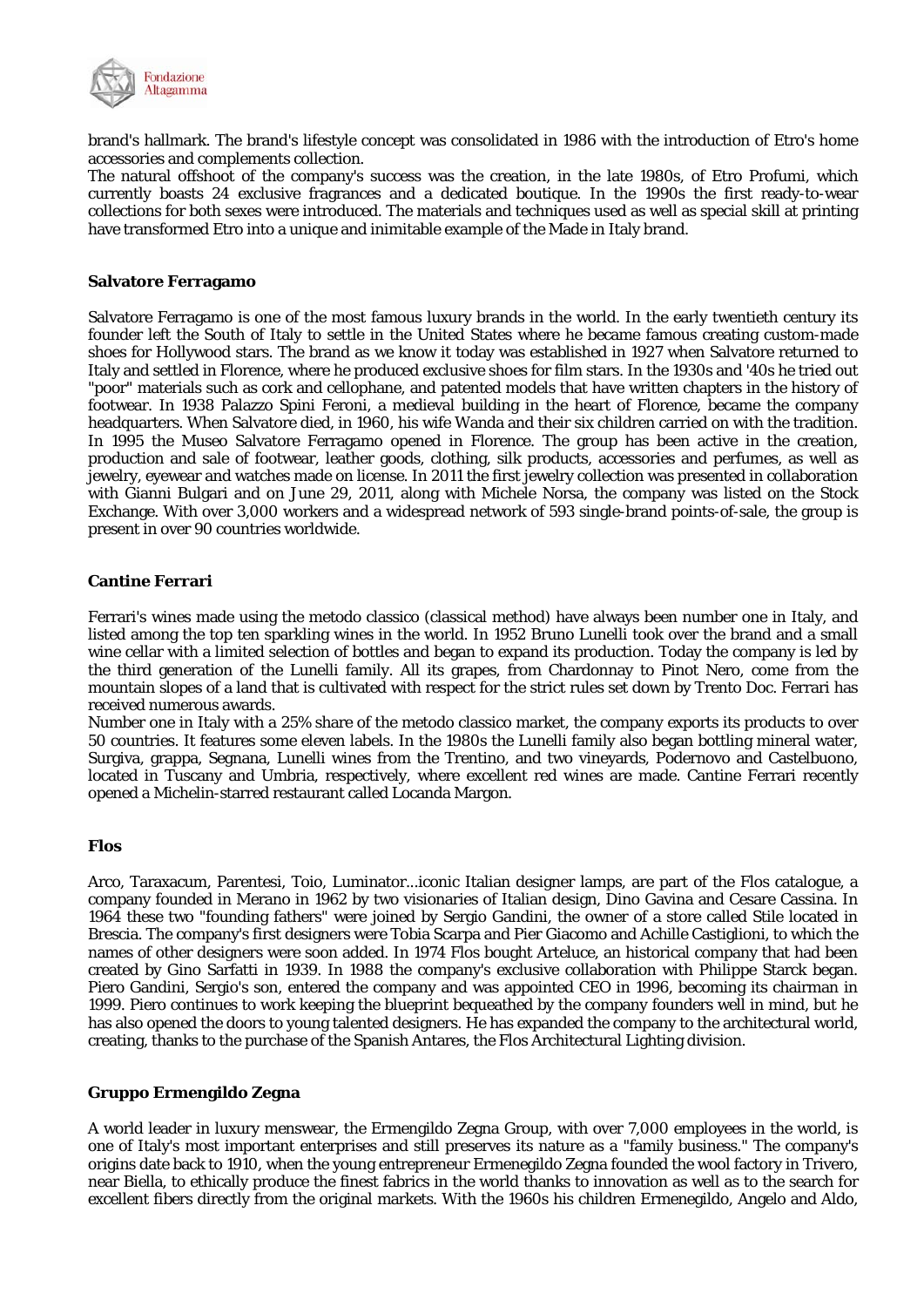brand's hallmark. The brand's lifestyle concept was consolidated in 1986 with the introduction of Etro's home accessories and complements collection.

The natural offshoot of the company's success was the creation, in the late 1980s, of Etro Profumi, which currently boasts 24 exclusive fragrances and a dedicated boutique. In the 1990s the first ready-to-wear collections for both sexes were introduced. The materials and techniques used as well as special skill at printing have transformed Etro into a unique and inimitable example of the Made in Italy brand.

**Salvatore Ferragamo**

Salvatore Ferragamo is one of the most famous luxury brands in the world. In the early twentieth century its founder left the South of Italy to settle in the United States where he became famous creating custom-made shoes for Hollywood stars. The brand as we know it today was established in 1927 when Salvatore returned to Italy and settled in Florence, where he produced exclusive shoes for film stars. In the 1930s and '40s he tried out "poor" materials such as cork and cellophane, and patented models that have written chapters in the history of footwear. In 1938 Palazzo Spini Feroni, a medieval building in the heart of Florence, became the company headquarters. When Salvatore died, in 1960, his wife Wanda and their six children carried on with the tradition. In 1995 the Museo Salvatore Ferragamo opened in Florence. The group has been active in the creation, production and sale of footwear, leather goods, clothing, silk products, accessories and perfumes, as well as jewelry, eyewear and watches made on license. In 2011 the first jewelry collection was presented in collaboration with Gianni Bulgari and on June 29, 2011, along with Michele Norsa, the company was listed on the Stock Exchange. With over 3,000 workers and a widespread network of 593 single-brand points-of-sale, the group is present in over 90 countries worldwide.

**Cantine Ferrari**

Ferrari's wines made using the metodo classico (classical method) have always been number one in Italy, and listed among the top ten sparkling wines in the world. In 1952 Bruno Lunelli took over the brand and a small wine cellar with a limited selection of bottles and began to expand its production. Today the company is led by the third generation of the Lunelli family. All its grapes, from Chardonnay to Pinot Nero, come from the mountain slopes of a land that is cultivated with respect for the strict rules set down by Trento Doc. Ferrari has received numerous awards.

Number one in Italy with a 25% share of the metodo classico market, the company exports its products to over 50 countries. It features some eleven labels. In the 1980s the Lunelli family also began bottling mineral water, Surgiva, grappa, Segnana, Lunelli wines from the Trentino, and two vineyards, Podernovo and Castelbuono, located in Tuscany and Umbria, respectively, where excellent red wines are made. Cantine Ferrari recently opened a Michelin-starred restaurant called Locanda Margon.

**Flos**

Arco, Taraxacum, Parentesi, Toio, Luminator...iconic Italian designer lamps, are part of the Flos catalogue, a company founded in Merano in 1962 by two visionaries of Italian design, Dino Gavina and Cesare Cassina. In 1964 these two "founding fathers" were joined by Sergio Gandini, the owner of a store called Stile located in Brescia. The company's first designers were Tobia Scarpa and Pier Giacomo and Achille Castiglioni, to which the names of other designers were soon added. In 1974 Flos bought Arteluce, an historical company that had been created by Gino Sarfatti in 1939. In 1988 the company's exclusive collaboration with Philippe Starck began. Piero Gandini, Sergio's son, entered the company and was appointed CEO in 1996, becoming its chairman in 1999. Piero continues to work keeping the blueprint bequeathed by the company founders well in mind, but he has also opened the doors to young talented designers. He has expanded the company to the architectural world, creating, thanks to the purchase of the Spanish Antares, the Flos Architectural Lighting division.

**Gruppo Ermengildo Zegna**

A world leader in luxury menswear, the Ermengildo Zegna Group, with over 7,000 employees in the world, is one of Italy's most important enterprises and still preserves its nature as a "family business." The company's origins date back to 1910, when the young entrepreneur Ermenegildo Zegna founded the wool factory in Trivero, near Biella, to ethically produce the finest fabrics in the world thanks to innovation as well as to the search for excellent fibers directly from the original markets. With the 1960s his children Ermenegildo, Angelo and Aldo,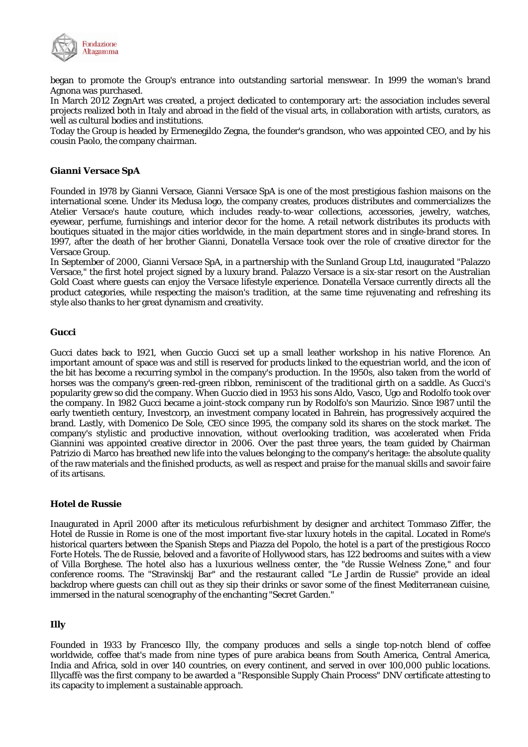began to promote the Group's entrance into outstanding sartorial menswear. In 1999 the woman's brand Agnona was purchased.

In March 2012 ZegnArt was created, a project dedicated to contemporary art: the association includes several projects realized both in Italy and abroad in the field of the visual arts, in collaboration with artists, curators, as well as cultural bodies and institutions.

Today the Group is headed by Ermenegildo Zegna, the founder's grandson, who was appointed CEO, and by his cousin Paolo, the company chairman.

**Gianni Versace SpA**

Founded in 1978 by Gianni Versace, Gianni Versace SpA is one of the most prestigious fashion maisons on the international scene. Under its Medusa logo, the company creates, produces distributes and commercializes the Atelier Versace's haute couture, which includes ready-to-wear collections, accessories, jewelry, watches, eyewear, perfume, furnishings and interior decor for the home. A retail network distributes its products with boutiques situated in the major cities worldwide, in the main department stores and in single-brand stores. In 1997, after the death of her brother Gianni, Donatella Versace took over the role of creative director for the Versace Group.

In September of 2000, Gianni Versace SpA, in a partnership with the Sunland Group Ltd, inaugurated "Palazzo Versace," the first hotel project signed by a luxury brand. Palazzo Versace is a six-star resort on the Australian Gold Coast where guests can enjoy the Versace lifestyle experience. Donatella Versace currently directs all the product categories, while respecting the maison's tradition, at the same time rejuvenating and refreshing its style also thanks to her great dynamism and creativity.

**Gucci**

Gucci dates back to 1921, when Guccio Gucci set up a small leather workshop in his native Florence. An important amount of space was and still is reserved for products linked to the equestrian world, and the icon of the bit has become a recurring symbol in the company's production. In the 1950s, also taken from the world of horses was the company's green-red-green ribbon, reminiscent of the traditional girth on a saddle. As Gucci's popularity grew so did the company. When Guccio died in 1953 his sons Aldo, Vasco, Ugo and Rodolfo took over the company. In 1982 Gucci became a joint-stock company run by Rodolfo's son Maurizio. Since 1987 until the early twentieth century, Investcorp, an investment company located in Bahrein, has progressively acquired the brand. Lastly, with Domenico De Sole, CEO since 1995, the company sold its shares on the stock market. The company's stylistic and productive innovation, without overlooking tradition, was accelerated when Frida Giannini was appointed creative director in 2006. Over the past three years, the team guided by Chairman Patrizio di Marco has breathed new life into the values belonging to the company's heritage: the absolute quality of the raw materials and the finished products, as well as respect and praise for the manual skills and savoir faire of its artisans.

**Hotel de Russie**

Inaugurated in April 2000 after its meticulous refurbishment by designer and architect Tommaso Ziffer, the Hotel de Russie in Rome is one of the most important five-star luxury hotels in the capital. Located in Rome's historical quarters between the Spanish Steps and Piazza del Popolo, the hotel is a part of the prestigious Rocco Forte Hotels. The de Russie, beloved and a favorite of Hollywood stars, has 122 bedrooms and suites with a view of Villa Borghese. The hotel also has a luxurious wellness center, the "de Russie Welness Zone," and four conference rooms. The "Stravinskij Bar" and the restaurant called "Le Jardin de Russie" provide an ideal backdrop where guests can chill out as they sip their drinks or savor some of the finest Mediterranean cuisine, immersed in the natural scenography of the enchanting "Secret Garden."

**Illy**

Founded in 1933 by Francesco Illy, the company produces and sells a single top-notch blend of coffee worldwide, coffee that's made from nine types of pure arabica beans from South America, Central America, India and Africa, sold in over 140 countries, on every continent, and served in over 100,000 public locations. Illycaffè was the first company to be awarded a "Responsible Supply Chain Process" DNV certificate attesting to its capacity to implement a sustainable approach.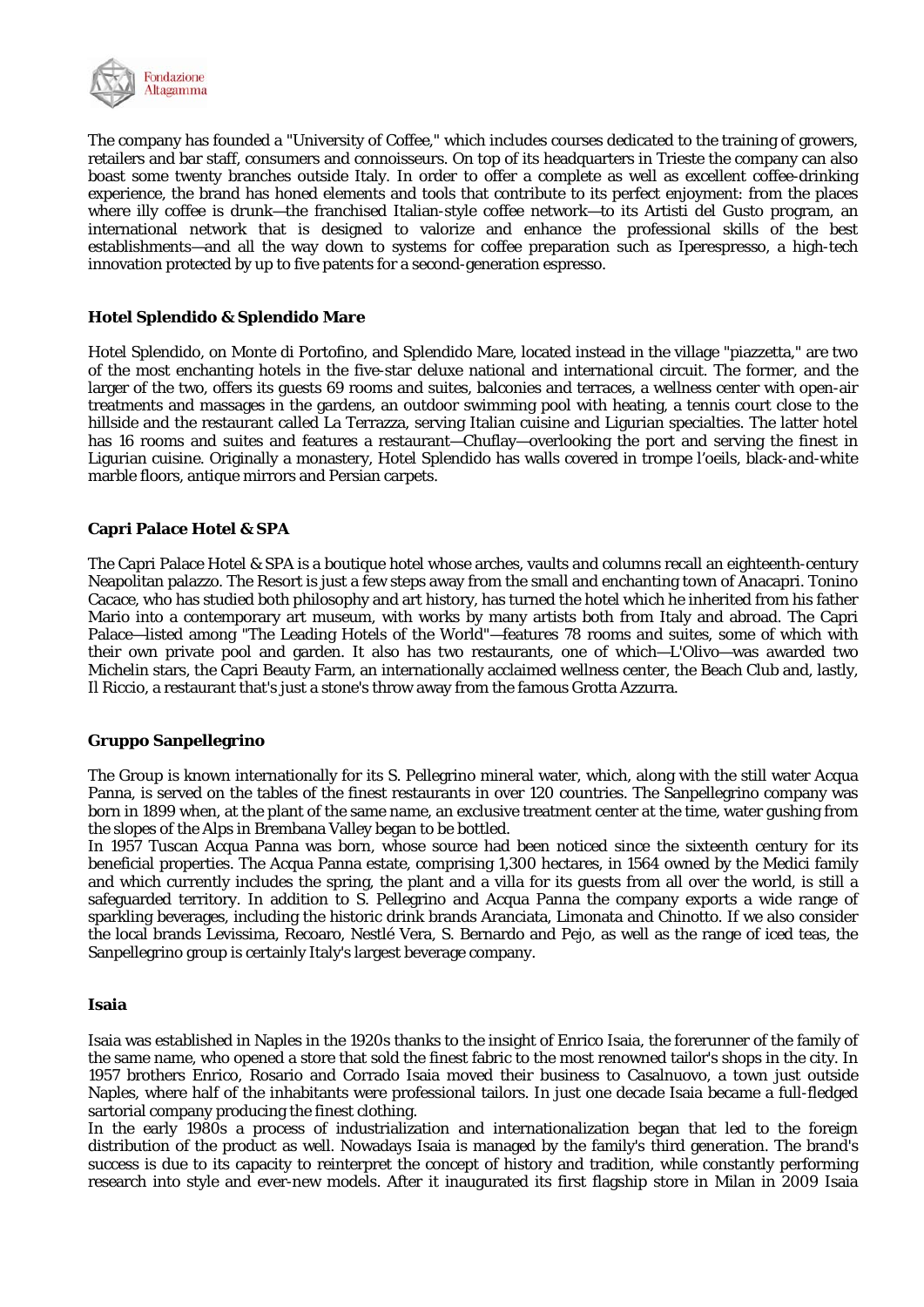The company has founded a "University of Coffee," which includes courses dedicated to the training of growers, retailers and bar staff, consumers and connoisseurs. On top of its headquarters in Trieste the company can also boast some twenty branches outside Italy. In order to offer a complete as well as excellent coffee-drinking experience, the brand has honed elements and tools that contribute to its perfect enjoyment: from the places where illy coffee is drunk—the franchised Italian-style coffee network—to its Artisti del Gusto program, an international network that is designed to valorize and enhance the professional skills of the best establishments—and all the way down to systems for coffee preparation such as Iperespresso, a high-tech innovation protected by up to five patents for a second-generation espresso.

**Hotel Splendido & Splendido Mare**

Hotel Splendido, on Monte di Portofino, and Splendido Mare, located instead in the village "piazzetta," are two of the most enchanting hotels in the five-star deluxe national and international circuit. The former, and the larger of the two, offers its guests 69 rooms and suites, balconies and terraces, a wellness center with open-air treatments and massages in the gardens, an outdoor swimming pool with heating, a tennis court close to the hillside and the restaurant called La Terrazza, serving Italian cuisine and Ligurian specialties. The latter hotel has 16 rooms and suites and features a restaurant—Chuflay—overlooking the port and serving the finest in Ligurian cuisine. Originally a monastery, Hotel Splendido has walls covered in trompe l'oeils, black-and-white marble floors, antique mirrors and Persian carpets.

**Capri Palace Hotel & SPA**

The Capri Palace Hotel & SPA is a boutique hotel whose arches, vaults and columns recall an eighteenth-century Neapolitan palazzo. The Resort is just a few steps away from the small and enchanting town of Anacapri. Tonino Cacace, who has studied both philosophy and art history, has turned the hotel which he inherited from his father Mario into a contemporary art museum, with works by many artists both from Italy and abroad. The Capri Palace—listed among "The Leading Hotels of the World"—features 78 rooms and suites, some of which with their own private pool and garden. It also has two restaurants, one of which—L'Olivo—was awarded two Michelin stars, the Capri Beauty Farm, an internationally acclaimed wellness center, the Beach Club and, lastly, Il Riccio, a restaurant that's just a stone's throw away from the famous Grotta Azzurra.

**Gruppo Sanpellegrino**

The Group is known internationally for its S. Pellegrino mineral water, which, along with the still water Acqua Panna, is served on the tables of the finest restaurants in over 120 countries. The Sanpellegrino company was born in 1899 when, at the plant of the same name, an exclusive treatment center at the time, water gushing from the slopes of the Alps in Brembana Valley began to be bottled.
In 1957 Tuscan Acqua Panna was born, whose source had been noticed since the sixteenth century for its beneficial properties. The Acqua Panna estate, comprising 1,300 hectares, in 1564 owned by the Medici family and which currently includes the spring, the plant and a villa for its guests from all over the world, is still a safeguarded territory. In addition to S. Pellegrino and Acqua Panna the company exports a wide range of sparkling beverages, including the historic drink brands Aranciata, Limonata and Chinotto. If we also consider the local brands Levissima, Recoaro, Nestlé Vera, S. Bernardo and Pejo, as well as the range of iced teas, the Sanpellegrino group is certainly Italy's largest beverage company.

**Isaia**

Isaia was established in Naples in the 1920s thanks to the insight of Enrico Isaia, the forerunner of the family of the same name, who opened a store that sold the finest fabric to the most renowned tailor's shops in the city. In 1957 brothers Enrico, Rosario and Corrado Isaia moved their business to Casalnuovo, a town just outside Naples, where half of the inhabitants were professional tailors. In just one decade Isaia became a full-fledged sartorial company producing the finest clothing.
In the early 1980s a process of industrialization and internationalization began that led to the foreign distribution of the product as well. Nowadays Isaia is managed by the family's third generation. The brand's success is due to its capacity to reinterpret the concept of history and tradition, while constantly performing research into style and ever-new models. After it inaugurated its first flagship store in Milan in 2009 Isaia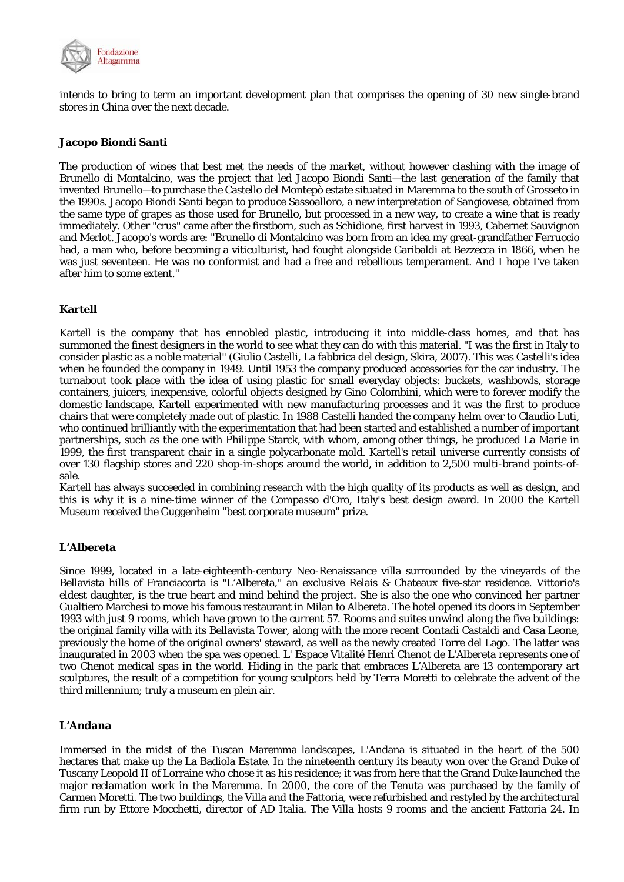intends to bring to term an important development plan that comprises the opening of 30 new single-brand stores in China over the next decade.

**Jacopo Biondi Santi**

The production of wines that best met the needs of the market, without however clashing with the image of Brunello di Montalcino, was the project that led Jacopo Biondi Santi—the last generation of the family that invented Brunello—to purchase the Castello del Montepò estate situated in Maremma to the south of Grosseto in the 1990s. Jacopo Biondi Santi began to produce Sassoalloro, a new interpretation of Sangiovese, obtained from the same type of grapes as those used for Brunello, but processed in a new way, to create a wine that is ready immediately. Other "crus" came after the firstborn, such as Schidione, first harvest in 1993, Cabernet Sauvignon and Merlot. Jacopo's words are: "Brunello di Montalcino was born from an idea my great-grandfather Ferruccio had, a man who, before becoming a viticulturist, had fought alongside Garibaldi at Bezzecca in 1866, when he was just seventeen. He was no conformist and had a free and rebellious temperament. And I hope I've taken after him to some extent."

**Kartell**

Kartell is the company that has ennobled plastic, introducing it into middle-class homes, and that has summoned the finest designers in the world to see what they can do with this material. "I was the first in Italy to consider plastic as a noble material" (Giulio Castelli, La fabbrica del design, Skira, 2007). This was Castelli's idea when he founded the company in 1949. Until 1953 the company produced accessories for the car industry. The turnabout took place with the idea of using plastic for small everyday objects: buckets, washbowls, storage containers, juicers, inexpensive, colorful objects designed by Gino Colombini, which were to forever modify the domestic landscape. Kartell experimented with new manufacturing processes and it was the first to produce chairs that were completely made out of plastic. In 1988 Castelli handed the company helm over to Claudio Luti, who continued brilliantly with the experimentation that had been started and established a number of important partnerships, such as the one with Philippe Starck, with whom, among other things, he produced La Marie in 1999, the first transparent chair in a single polycarbonate mold. Kartell's retail universe currently consists of over 130 flagship stores and 220 shop-in-shops around the world, in addition to 2,500 multi-brand points-of-sale.
Kartell has always succeeded in combining research with the high quality of its products as well as design, and this is why it is a nine-time winner of the Compasso d'Oro, Italy's best design award. In 2000 the Kartell Museum received the Guggenheim "best corporate museum" prize.

**L'Albereta**

Since 1999, located in a late-eighteenth-century Neo-Renaissance villa surrounded by the vineyards of the Bellavista hills of Franciacorta is "L'Albereta," an exclusive Relais & Chateaux five-star residence. Vittorio's eldest daughter, is the true heart and mind behind the project. She is also the one who convinced her partner Gualtiero Marchesi to move his famous restaurant in Milan to Albereta. The hotel opened its doors in September 1993 with just 9 rooms, which have grown to the current 57. Rooms and suites unwind along the five buildings: the original family villa with its Bellavista Tower, along with the more recent Contadi Castaldi and Casa Leone, previously the home of the original owners' steward, as well as the newly created Torre del Lago. The latter was inaugurated in 2003 when the spa was opened. L' Espace Vitalité Henri Chenot de L'Albereta represents one of two Chenot medical spas in the world. Hiding in the park that embraces L'Albereta are 13 contemporary art sculptures, the result of a competition for young sculptors held by Terra Moretti to celebrate the advent of the third millennium; truly a museum en plein air.

**L'Andana**

Immersed in the midst of the Tuscan Maremma landscapes, L'Andana is situated in the heart of the 500 hectares that make up the La Badiola Estate. In the nineteenth century its beauty won over the Grand Duke of Tuscany Leopold II of Lorraine who chose it as his residence; it was from here that the Grand Duke launched the major reclamation work in the Maremma. In 2000, the core of the Tenuta was purchased by the family of Carmen Moretti. The two buildings, the Villa and the Fattoria, were refurbished and restyled by the architectural firm run by Ettore Mocchetti, director of AD Italia. The Villa hosts 9 rooms and the ancient Fattoria 24. In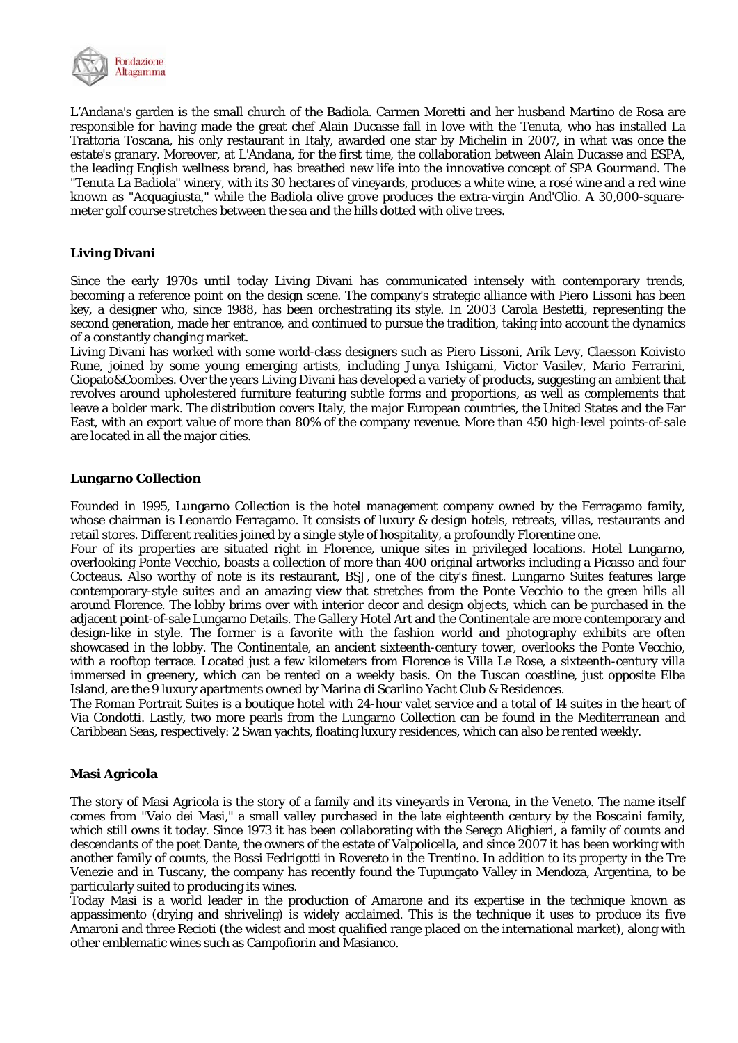L'Andana's garden is the small church of the Badiola. Carmen Moretti and her husband Martino de Rosa are responsible for having made the great chef Alain Ducasse fall in love with the Tenuta, who has installed La Trattoria Toscana, his only restaurant in Italy, awarded one star by Michelin in 2007, in what was once the estate's granary. Moreover, at L'Andana, for the first time, the collaboration between Alain Ducasse and ESPA, the leading English wellness brand, has breathed new life into the innovative concept of SPA Gourmand. The "Tenuta La Badiola" winery, with its 30 hectares of vineyards, produces a white wine, a rosé wine and a red wine known as "Acquagiusta," while the Badiola olive grove produces the extra-virgin And'Olio. A 30,000-square-meter golf course stretches between the sea and the hills dotted with olive trees.

**Living Divani**

Since the early 1970s until today Living Divani has communicated intensely with contemporary trends, becoming a reference point on the design scene. The company's strategic alliance with Piero Lissoni has been key, a designer who, since 1988, has been orchestrating its style. In 2003 Carola Bestetti, representing the second generation, made her entrance, and continued to pursue the tradition, taking into account the dynamics of a constantly changing market.
Living Divani has worked with some world-class designers such as Piero Lissoni, Arik Levy, Claesson Koivisto Rune, joined by some young emerging artists, including Junya Ishigami, Victor Vasilev, Mario Ferrarini, Giopato&Coombes. Over the years Living Divani has developed a variety of products, suggesting an ambient that revolves around upholstered furniture featuring subtle forms and proportions, as well as complements that leave a bolder mark. The distribution covers Italy, the major European countries, the United States and the Far East, with an export value of more than 80% of the company revenue. More than 450 high-level points-of-sale are located in all the major cities.

**Lungarno Collection**

Founded in 1995, Lungarno Collection is the hotel management company owned by the Ferragamo family, whose chairman is Leonardo Ferragamo. It consists of luxury & design hotels, retreats, villas, restaurants and retail stores. Different realities joined by a single style of hospitality, a profoundly Florentine one.
Four of its properties are situated right in Florence, unique sites in privileged locations. Hotel Lungarno, overlooking Ponte Vecchio, boasts a collection of more than 400 original artworks including a Picasso and four Cocteaus. Also worthy of note is its restaurant, BSJ, one of the city's finest. Lungarno Suites features large contemporary-style suites and an amazing view that stretches from the Ponte Vecchio to the green hills all around Florence. The lobby brims over with interior decor and design objects, which can be purchased in the adjacent point-of-sale Lungarno Details. The Gallery Hotel Art and the Continentale are more contemporary and design-like in style. The former is a favorite with the fashion world and photography exhibits are often showcased in the lobby. The Continentale, an ancient sixteenth-century tower, overlooks the Ponte Vecchio, with a rooftop terrace. Located just a few kilometers from Florence is Villa Le Rose, a sixteenth-century villa immersed in greenery, which can be rented on a weekly basis. On the Tuscan coastline, just opposite Elba Island, are the 9 luxury apartments owned by Marina di Scarlino Yacht Club & Residences.
The Roman Portrait Suites is a boutique hotel with 24-hour valet service and a total of 14 suites in the heart of Via Condotti. Lastly, two more pearls from the Lungarno Collection can be found in the Mediterranean and Caribbean Seas, respectively: 2 Swan yachts, floating luxury residences, which can also be rented weekly.

**Masi Agricola**

The story of Masi Agricola is the story of a family and its vineyards in Verona, in the Veneto. The name itself comes from "Vaio dei Masi," a small valley purchased in the late eighteenth century by the Boscaini family, which still owns it today. Since 1973 it has been collaborating with the Serego Alighieri, a family of counts and descendants of the poet Dante, the owners of the estate of Valpolicella, and since 2007 it has been working with another family of counts, the Bossi Fedrigotti in Rovereto in the Trentino. In addition to its property in the Tre Venezie and in Tuscany, the company has recently found the Tupungato Valley in Mendoza, Argentina, to be particularly suited to producing its wines.
Today Masi is a world leader in the production of Amarone and its expertise in the technique known as appassimento (drying and shriveling) is widely acclaimed. This is the technique it uses to produce its five Amaroni and three Recioti (the widest and most qualified range placed on the international market), along with other emblematic wines such as Campofiorin and Masianco.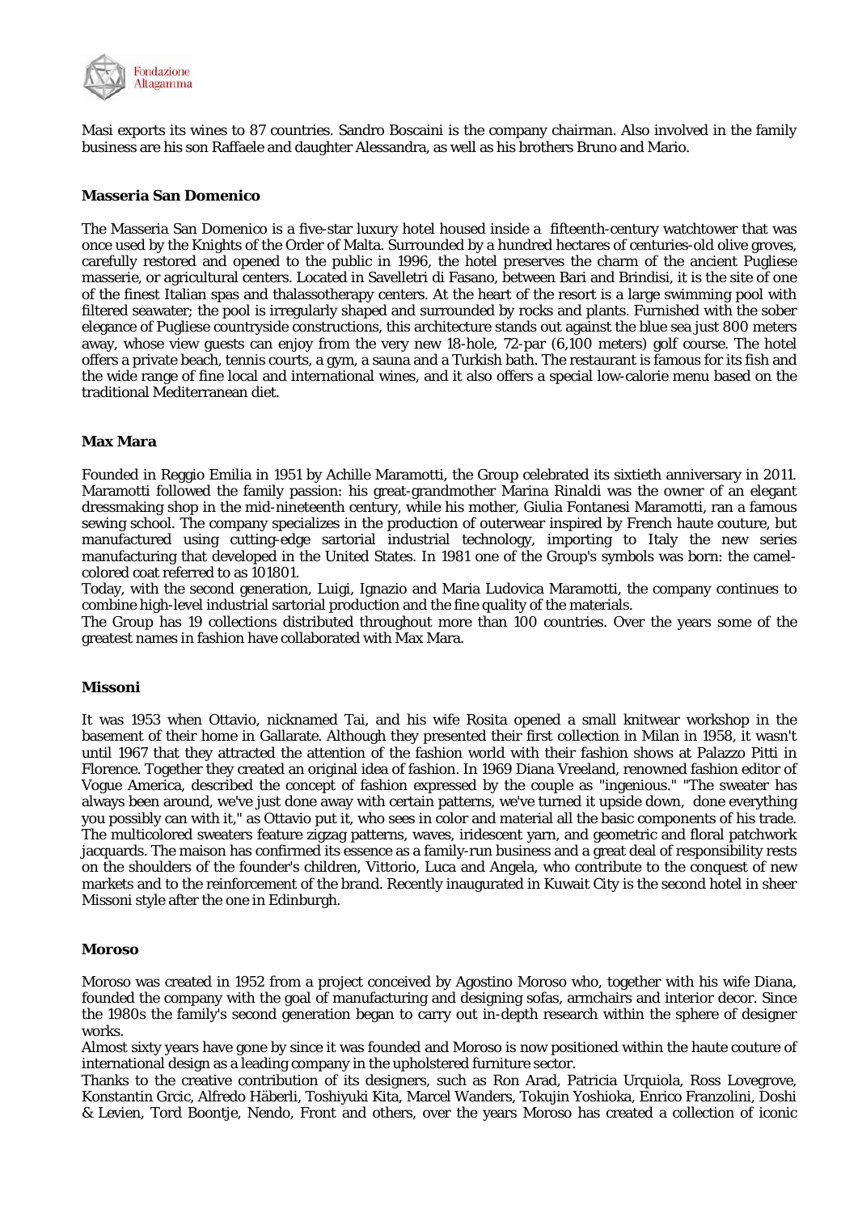Masi exports its wines to 87 countries. Sandro Boscaini is the company chairman. Also involved in the family business are his son Raffaele and daughter Alessandra, as well as his brothers Bruno and Mario.

**Masseria San Domenico**

The Masseria San Domenico is a five-star luxury hotel housed inside a fifteenth-century watchtower that was once used by the Knights of the Order of Malta. Surrounded by a hundred hectares of centuries-old olive groves, carefully restored and opened to the public in 1996, the hotel preserves the charm of the ancient Pugliese masserie, or agricultural centers. Located in Savelletri di Fasano, between Bari and Brindisi, it is the site of one of the finest Italian spas and thalassotherapy centers. At the heart of the resort is a large swimming pool with filtered seawater; the pool is irregularly shaped and surrounded by rocks and plants. Furnished with the sober elegance of Pugliese countryside constructions, this architecture stands out against the blue sea just 800 meters away, whose view guests can enjoy from the very new 18-hole, 72-par (6,100 meters) golf course. The hotel offers a private beach, tennis courts, a gym, a sauna and a Turkish bath. The restaurant is famous for its fish and the wide range of fine local and international wines, and it also offers a special low-calorie menu based on the traditional Mediterranean diet.

**Max Mara**

Founded in Reggio Emilia in 1951 by Achille Maramotti, the Group celebrated its sixtieth anniversary in 2011. Maramotti followed the family passion: his great-grandmother Marina Rinaldi was the owner of an elegant dressmaking shop in the mid-nineteenth century, while his mother, Giulia Fontanesi Maramotti, ran a famous sewing school. The company specializes in the production of outerwear inspired by French haute couture, but manufactured using cutting-edge sartorial industrial technology, importing to Italy the new series manufacturing that developed in the United States. In 1981 one of the Group's symbols was born: the camel-colored coat referred to as 101801.

Today, with the second generation, Luigi, Ignazio and Maria Ludovica Maramotti, the company continues to combine high-level industrial sartorial production and the fine quality of the materials.

The Group has 19 collections distributed throughout more than 100 countries. Over the years some of the greatest names in fashion have collaborated with Max Mara.

**Missoni**

It was 1953 when Ottavio, nicknamed Tai, and his wife Rosita opened a small knitwear workshop in the basement of their home in Gallarate. Although they presented their first collection in Milan in 1958, it wasn't until 1967 that they attracted the attention of the fashion world with their fashion shows at Palazzo Pitti in Florence. Together they created an original idea of fashion. In 1969 Diana Vreeland, renowned fashion editor of Vogue America, described the concept of fashion expressed by the couple as "ingenious." "The sweater has always been around, we've just done away with certain patterns, we've turned it upside down, done everything you possibly can with it," as Ottavio put it, who sees in color and material all the basic components of his trade. The multicolored sweaters feature zigzag patterns, waves, iridescent yarn, and geometric and floral patchwork jacquards. The maison has confirmed its essence as a family-run business and a great deal of responsibility rests on the shoulders of the founder's children, Vittorio, Luca and Angela, who contribute to the conquest of new markets and to the reinforcement of the brand. Recently inaugurated in Kuwait City is the second hotel in sheer Missoni style after the one in Edinburgh.

**Moroso**

Moroso was created in 1952 from a project conceived by Agostino Moroso who, together with his wife Diana, founded the company with the goal of manufacturing and designing sofas, armchairs and interior decor. Since the 1980s the family's second generation began to carry out in-depth research within the sphere of designer works.

Almost sixty years have gone by since it was founded and Moroso is now positioned within the haute couture of international design as a leading company in the upholstered furniture sector.

Thanks to the creative contribution of its designers, such as Ron Arad, Patricia Urquiola, Ross Lovegrove, Konstantin Grcic, Alfredo Häberli, Toshiyuki Kita, Marcel Wanders, Tokujin Yoshioka, Enrico Franzolini, Doshi & Levien, Tord Boontje, Nendo, Front and others, over the years Moroso has created a collection of iconic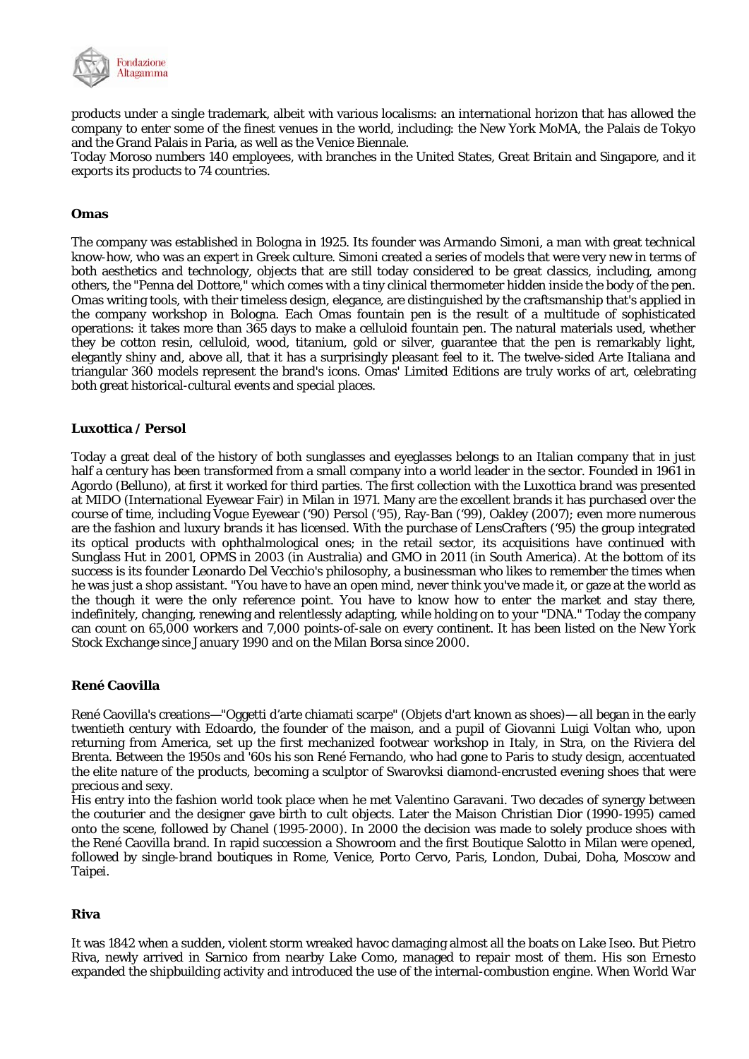products under a single trademark, albeit with various localisms: an international horizon that has allowed the company to enter some of the finest venues in the world, including: the New York MoMA, the Palais de Tokyo and the Grand Palais in Paria, as well as the Venice Biennale.

Today Moroso numbers 140 employees, with branches in the United States, Great Britain and Singapore, and it exports its products to 74 countries.

**Omas**

The company was established in Bologna in 1925. Its founder was Armando Simoni, a man with great technical know-how, who was an expert in Greek culture. Simoni created a series of models that were very new in terms of both aesthetics and technology, objects that are still today considered to be great classics, including, among others, the "Penna del Dottore," which comes with a tiny clinical thermometer hidden inside the body of the pen. Omas writing tools, with their timeless design, elegance, are distinguished by the craftsmanship that's applied in the company workshop in Bologna. Each Omas fountain pen is the result of a multitude of sophisticated operations: it takes more than 365 days to make a celluloid fountain pen. The natural materials used, whether they be cotton resin, celluloid, wood, titanium, gold or silver, guarantee that the pen is remarkably light, elegantly shiny and, above all, that it has a surprisingly pleasant feel to it. The twelve-sided Arte Italiana and triangular 360 models represent the brand's icons. Omas' Limited Editions are truly works of art, celebrating both great historical-cultural events and special places.

**Luxottica / Persol**

Today a great deal of the history of both sunglasses and eyeglasses belongs to an Italian company that in just half a century has been transformed from a small company into a world leader in the sector. Founded in 1961 in Agordo (Belluno), at first it worked for third parties. The first collection with the Luxottica brand was presented at MIDO (International Eyewear Fair) in Milan in 1971. Many are the excellent brands it has purchased over the course of time, including Vogue Eyewear ('90) Persol ('95), Ray-Ban ('99), Oakley (2007); even more numerous are the fashion and luxury brands it has licensed. With the purchase of LensCrafters ('95) the group integrated its optical products with ophthalmological ones; in the retail sector, its acquisitions have continued with Sunglass Hut in 2001, OPMS in 2003 (in Australia) and GMO in 2011 (in South America). At the bottom of its success is its founder Leonardo Del Vecchio's philosophy, a businessman who likes to remember the times when he was just a shop assistant. "You have to have an open mind, never think you've made it, or gaze at the world as the though it were the only reference point. You have to know how to enter the market and stay there, indefinitely, changing, renewing and relentlessly adapting, while holding on to your "DNA." Today the company can count on 65,000 workers and 7,000 points-of-sale on every continent. It has been listed on the New York Stock Exchange since January 1990 and on the Milan Borsa since 2000.

**René Caovilla**

René Caovilla's creations—"Oggetti d'arte chiamati scarpe" (Objets d'art known as shoes)— all began in the early twentieth century with Edoardo, the founder of the maison, and a pupil of Giovanni Luigi Voltan who, upon returning from America, set up the first mechanized footwear workshop in Italy, in Stra, on the Riviera del Brenta. Between the 1950s and '60s his son René Fernando, who had gone to Paris to study design, accentuated the elite nature of the products, becoming a sculptor of Swarovksi diamond-encrusted evening shoes that were precious and sexy.

His entry into the fashion world took place when he met Valentino Garavani. Two decades of synergy between the couturier and the designer gave birth to cult objects. Later the Maison Christian Dior (1990-1995) camed onto the scene, followed by Chanel (1995-2000). In 2000 the decision was made to solely produce shoes with the René Caovilla brand. In rapid succession a Showroom and the first Boutique Salotto in Milan were opened, followed by single-brand boutiques in Rome, Venice, Porto Cervo, Paris, London, Dubai, Doha, Moscow and Taipei.

**Riva**

It was 1842 when a sudden, violent storm wreaked havoc damaging almost all the boats on Lake Iseo. But Pietro Riva, newly arrived in Sarnico from nearby Lake Como, managed to repair most of them. His son Ernesto expanded the shipbuilding activity and introduced the use of the internal-combustion engine. When World War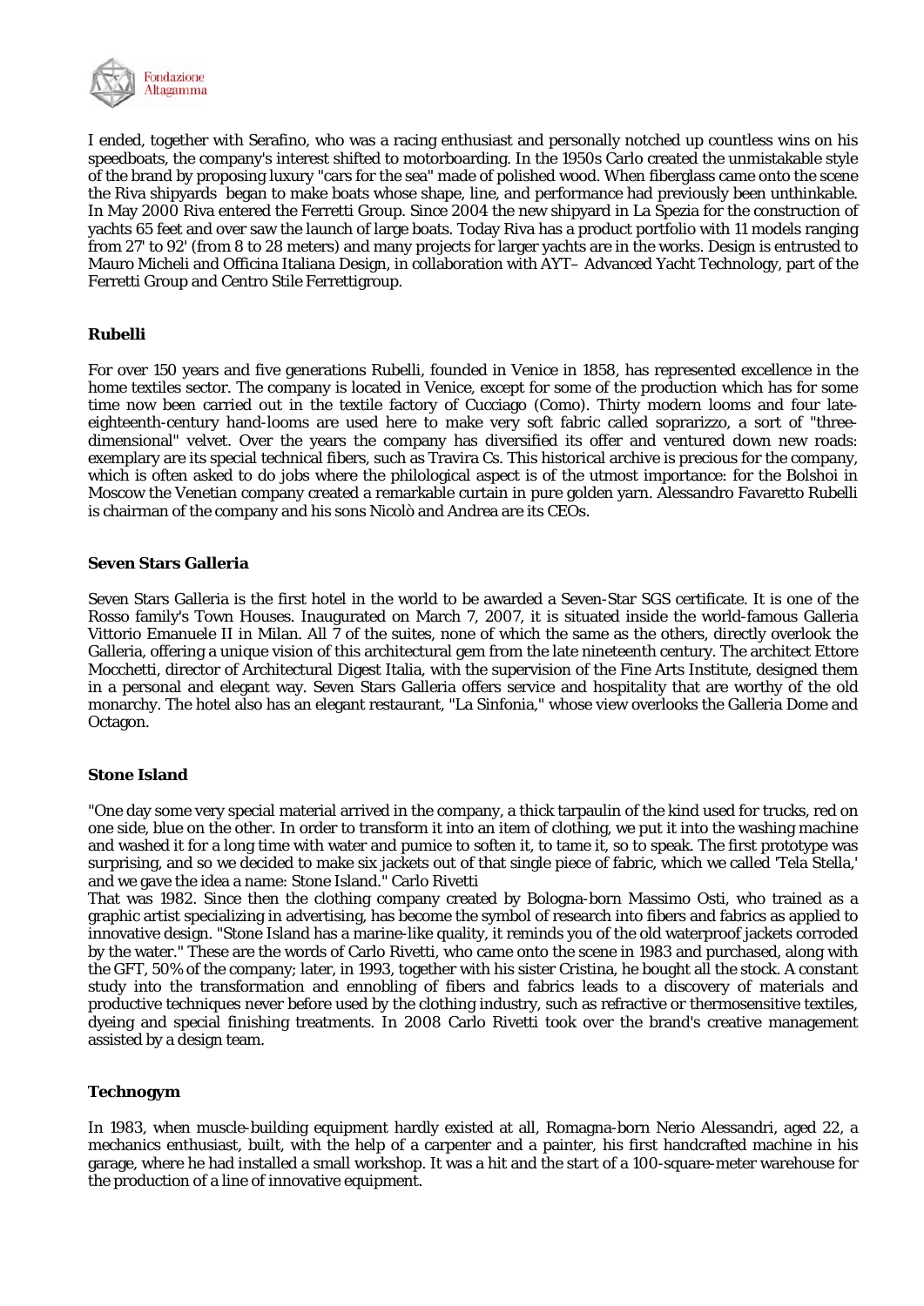I ended, together with Serafino, who was a racing enthusiast and personally notched up countless wins on his speedboats, the company's interest shifted to motorboarding. In the 1950s Carlo created the unmistakable style of the brand by proposing luxury "cars for the sea" made of polished wood. When fiberglass came onto the scene the Riva shipyards began to make boats whose shape, line, and performance had previously been unthinkable. In May 2000 Riva entered the Ferretti Group. Since 2004 the new shipyard in La Spezia for the construction of yachts 65 feet and over saw the launch of large boats. Today Riva has a product portfolio with 11 models ranging from 27' to 92' (from 8 to 28 meters) and many projects for larger yachts are in the works. Design is entrusted to Mauro Micheli and Officina Italiana Design, in collaboration with AYT– Advanced Yacht Technology, part of the Ferretti Group and Centro Stile Ferrettigroup.

**Rubelli**

For over 150 years and five generations Rubelli, founded in Venice in 1858, has represented excellence in the home textiles sector. The company is located in Venice, except for some of the production which has for some time now been carried out in the textile factory of Cucciago (Como). Thirty modern looms and four late-eighteenth-century hand-looms are used here to make very soft fabric called soprarizzo, a sort of "three-dimensional" velvet. Over the years the company has diversified its offer and ventured down new roads: exemplary are its special technical fibers, such as Travira Cs. This historical archive is precious for the company, which is often asked to do jobs where the philological aspect is of the utmost importance: for the Bolshoi in Moscow the Venetian company created a remarkable curtain in pure golden yarn. Alessandro Favaretto Rubelli is chairman of the company and his sons Nicolò and Andrea are its CEOs.

**Seven Stars Galleria**

Seven Stars Galleria is the first hotel in the world to be awarded a Seven-Star SGS certificate. It is one of the Rosso family's Town Houses. Inaugurated on March 7, 2007, it is situated inside the world-famous Galleria Vittorio Emanuele II in Milan. All 7 of the suites, none of which the same as the others, directly overlook the Galleria, offering a unique vision of this architectural gem from the late nineteenth century. The architect Ettore Mocchetti, director of Architectural Digest Italia, with the supervision of the Fine Arts Institute, designed them in a personal and elegant way. Seven Stars Galleria offers service and hospitality that are worthy of the old monarchy. The hotel also has an elegant restaurant, "La Sinfonia," whose view overlooks the Galleria Dome and Octagon.

**Stone Island**

"One day some very special material arrived in the company, a thick tarpaulin of the kind used for trucks, red on one side, blue on the other. In order to transform it into an item of clothing, we put it into the washing machine and washed it for a long time with water and pumice to soften it, to tame it, so to speak. The first prototype was surprising, and so we decided to make six jackets out of that single piece of fabric, which we called 'Tela Stella,' and we gave the idea a name: Stone Island." Carlo Rivetti

That was 1982. Since then the clothing company created by Bologna-born Massimo Osti, who trained as a graphic artist specializing in advertising, has become the symbol of research into fibers and fabrics as applied to innovative design. "Stone Island has a marine-like quality, it reminds you of the old waterproof jackets corroded by the water." These are the words of Carlo Rivetti, who came onto the scene in 1983 and purchased, along with the GFT, 50% of the company; later, in 1993, together with his sister Cristina, he bought all the stock. A constant study into the transformation and ennobling of fibers and fabrics leads to a discovery of materials and productive techniques never before used by the clothing industry, such as refractive or thermosensitive textiles, dyeing and special finishing treatments. In 2008 Carlo Rivetti took over the brand's creative management assisted by a design team.

**Technogym**

In 1983, when muscle-building equipment hardly existed at all, Romagna-born Nerio Alessandri, aged 22, a mechanics enthusiast, built, with the help of a carpenter and a painter, his first handcrafted machine in his garage, where he had installed a small workshop. It was a hit and the start of a 100-square-meter warehouse for the production of a line of innovative equipment.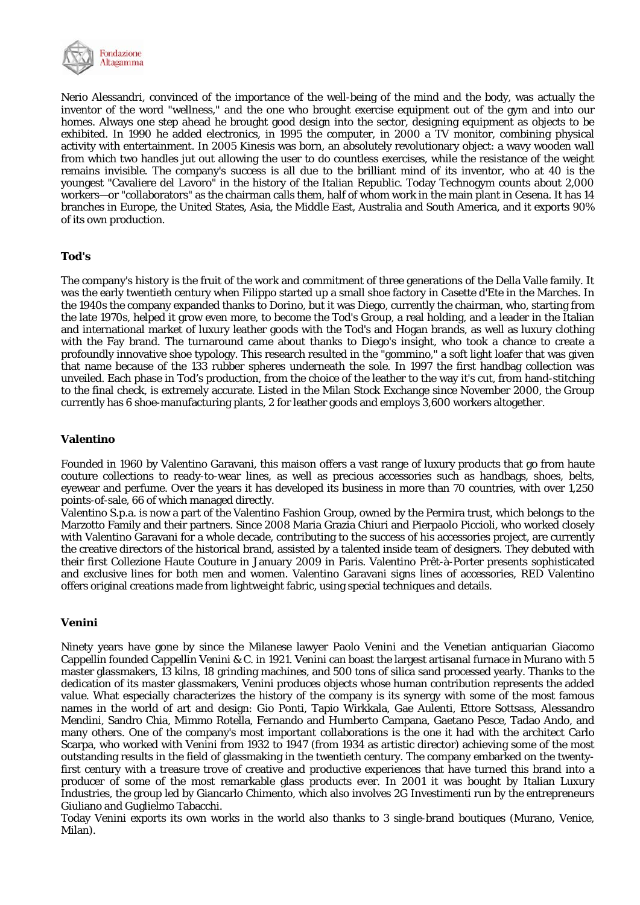Nerio Alessandri, convinced of the importance of the well-being of the mind and the body, was actually the inventor of the word "wellness," and the one who brought exercise equipment out of the gym and into our homes. Always one step ahead he brought good design into the sector, designing equipment as objects to be exhibited. In 1990 he added electronics, in 1995 the computer, in 2000 a TV monitor, combining physical activity with entertainment. In 2005 Kinesis was born, an absolutely revolutionary object: a wavy wooden wall from which two handles jut out allowing the user to do countless exercises, while the resistance of the weight remains invisible. The company's success is all due to the brilliant mind of its inventor, who at 40 is the youngest "Cavaliere del Lavoro" in the history of the Italian Republic. Today Technogym counts about 2,000 workers—or "collaborators" as the chairman calls them, half of whom work in the main plant in Cesena. It has 14 branches in Europe, the United States, Asia, the Middle East, Australia and South America, and it exports 90% of its own production.

**Tod's**

The company's history is the fruit of the work and commitment of three generations of the Della Valle family. It was the early twentieth century when Filippo started up a small shoe factory in Casette d'Ete in the Marches. In the 1940s the company expanded thanks to Dorino, but it was Diego, currently the chairman, who, starting from the late 1970s, helped it grow even more, to become the Tod's Group, a real holding, and a leader in the Italian and international market of luxury leather goods with the Tod's and Hogan brands, as well as luxury clothing with the Fay brand. The turnaround came about thanks to Diego's insight, who took a chance to create a profoundly innovative shoe typology. This research resulted in the "gommino," a soft light loafer that was given that name because of the 133 rubber spheres underneath the sole. In 1997 the first handbag collection was unveiled. Each phase in Tod's production, from the choice of the leather to the way it's cut, from hand-stitching to the final check, is extremely accurate. Listed in the Milan Stock Exchange since November 2000, the Group currently has 6 shoe-manufacturing plants, 2 for leather goods and employs 3,600 workers altogether.

**Valentino**

Founded in 1960 by Valentino Garavani, this maison offers a vast range of luxury products that go from haute couture collections to ready-to-wear lines, as well as precious accessories such as handbags, shoes, belts, eyewear and perfume. Over the years it has developed its business in more than 70 countries, with over 1,250 points-of-sale, 66 of which managed directly.

Valentino S.p.a. is now a part of the Valentino Fashion Group, owned by the Permira trust, which belongs to the Marzotto Family and their partners. Since 2008 Maria Grazia Chiuri and Pierpaolo Piccioli, who worked closely with Valentino Garavani for a whole decade, contributing to the success of his accessories project, are currently the creative directors of the historical brand, assisted by a talented inside team of designers. They debuted with their first Collezione Haute Couture in January 2009 in Paris. Valentino Prêt-à-Porter presents sophisticated and exclusive lines for both men and women. Valentino Garavani signs lines of accessories, RED Valentino offers original creations made from lightweight fabric, using special techniques and details.

**Venini**

Ninety years have gone by since the Milanese lawyer Paolo Venini and the Venetian antiquarian Giacomo Cappellin founded Cappellin Venini & C. in 1921. Venini can boast the largest artisanal furnace in Murano with 5 master glassmakers, 13 kilns, 18 grinding machines, and 500 tons of silica sand processed yearly. Thanks to the dedication of its master glassmakers, Venini produces objects whose human contribution represents the added value. What especially characterizes the history of the company is its synergy with some of the most famous names in the world of art and design: Gio Ponti, Tapio Wirkkala, Gae Aulenti, Ettore Sottsass, Alessandro Mendini, Sandro Chia, Mimmo Rotella, Fernando and Humberto Campana, Gaetano Pesce, Tadao Ando, and many others. One of the company's most important collaborations is the one it had with the architect Carlo Scarpa, who worked with Venini from 1932 to 1947 (from 1934 as artistic director) achieving some of the most outstanding results in the field of glassmaking in the twentieth century. The company embarked on the twenty-first century with a treasure trove of creative and productive experiences that have turned this brand into a producer of some of the most remarkable glass products ever. In 2001 it was bought by Italian Luxury Industries, the group led by Giancarlo Chimento, which also involves 2G Investimenti run by the entrepreneurs Giuliano and Guglielmo Tabacchi.

Today Venini exports its own works in the world also thanks to 3 single-brand boutiques (Murano, Venice, Milan).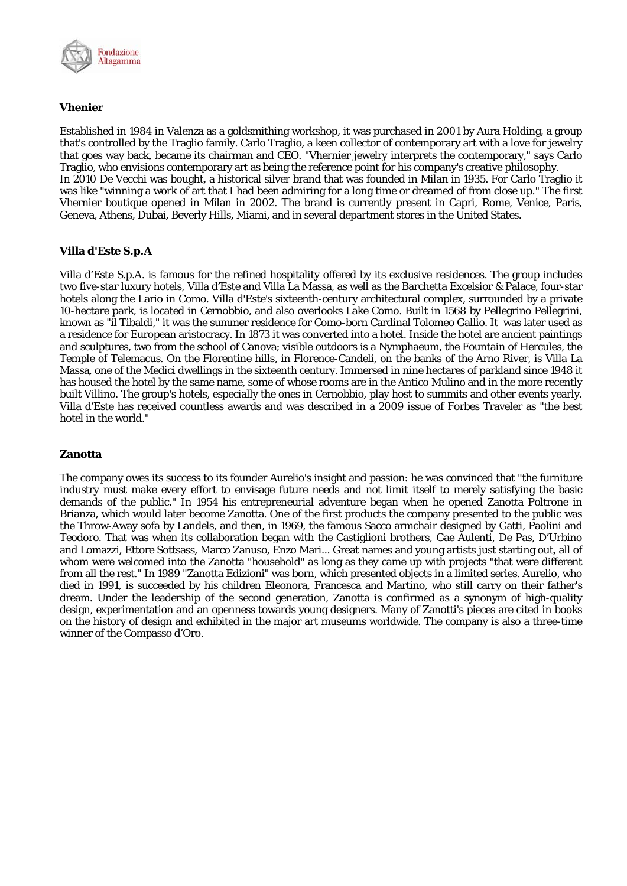**Vhenier**

Established in 1984 in Valenza as a goldsmithing workshop, it was purchased in 2001 by Aura Holding, a group that's controlled by the Traglio family. Carlo Traglio, a keen collector of contemporary art with a love for jewelry that goes way back, became its chairman and CEO. "Vhernier jewelry interprets the contemporary," says Carlo Traglio, who envisions contemporary art as being the reference point for his company's creative philosophy.
In 2010 De Vecchi was bought, a historical silver brand that was founded in Milan in 1935. For Carlo Traglio it was like "winning a work of art that I had been admiring for a long time or dreamed of from close up." The first Vhernier boutique opened in Milan in 2002. The brand is currently present in Capri, Rome, Venice, Paris, Geneva, Athens, Dubai, Beverly Hills, Miami, and in several department stores in the United States.

**Villa d'Este S.p.A**

Villa d'Este S.p.A. is famous for the refined hospitality offered by its exclusive residences. The group includes two five-star luxury hotels, Villa d'Este and Villa La Massa, as well as the Barchetta Excelsior & Palace, four-star hotels along the Lario in Como. Villa d'Este's sixteenth-century architectural complex, surrounded by a private 10-hectare park, is located in Cernobbio, and also overlooks Lake Como. Built in 1568 by Pellegrino Pellegrini, known as "il Tibaldi," it was the summer residence for Como-born Cardinal Tolomeo Gallio. It was later used as a residence for European aristocracy. In 1873 it was converted into a hotel. Inside the hotel are ancient paintings and sculptures, two from the school of Canova; visible outdoors is a Nymphaeum, the Fountain of Hercules, the Temple of Telemacus. On the Florentine hills, in Florence-Candeli, on the banks of the Arno River, is Villa La Massa, one of the Medici dwellings in the sixteenth century. Immersed in nine hectares of parkland since 1948 it has housed the hotel by the same name, some of whose rooms are in the Antico Mulino and in the more recently built Villino. The group's hotels, especially the ones in Cernobbio, play host to summits and other events yearly. Villa d'Este has received countless awards and was described in a 2009 issue of Forbes Traveler as "the best hotel in the world."

**Zanotta**

The company owes its success to its founder Aurelio's insight and passion: he was convinced that "the furniture industry must make every effort to envisage future needs and not limit itself to merely satisfying the basic demands of the public." In 1954 his entrepreneurial adventure began when he opened Zanotta Poltrone in Brianza, which would later become Zanotta. One of the first products the company presented to the public was the Throw-Away sofa by Landels, and then, in 1969, the famous Sacco armchair designed by Gatti, Paolini and Teodoro. That was when its collaboration began with the Castiglioni brothers, Gae Aulenti, De Pas, D'Urbino and Lomazzi, Ettore Sottsass, Marco Zanuso, Enzo Mari... Great names and young artists just starting out, all of whom were welcomed into the Zanotta "household" as long as they came up with projects "that were different from all the rest." In 1989 "Zanotta Edizioni" was born, which presented objects in a limited series. Aurelio, who died in 1991, is succeeded by his children Eleonora, Francesca and Martino, who still carry on their father's dream. Under the leadership of the second generation, Zanotta is confirmed as a synonym of high-quality design, experimentation and an openness towards young designers. Many of Zanotti's pieces are cited in books on the history of design and exhibited in the major art museums worldwide. The company is also a three-time winner of the Compasso d'Oro.